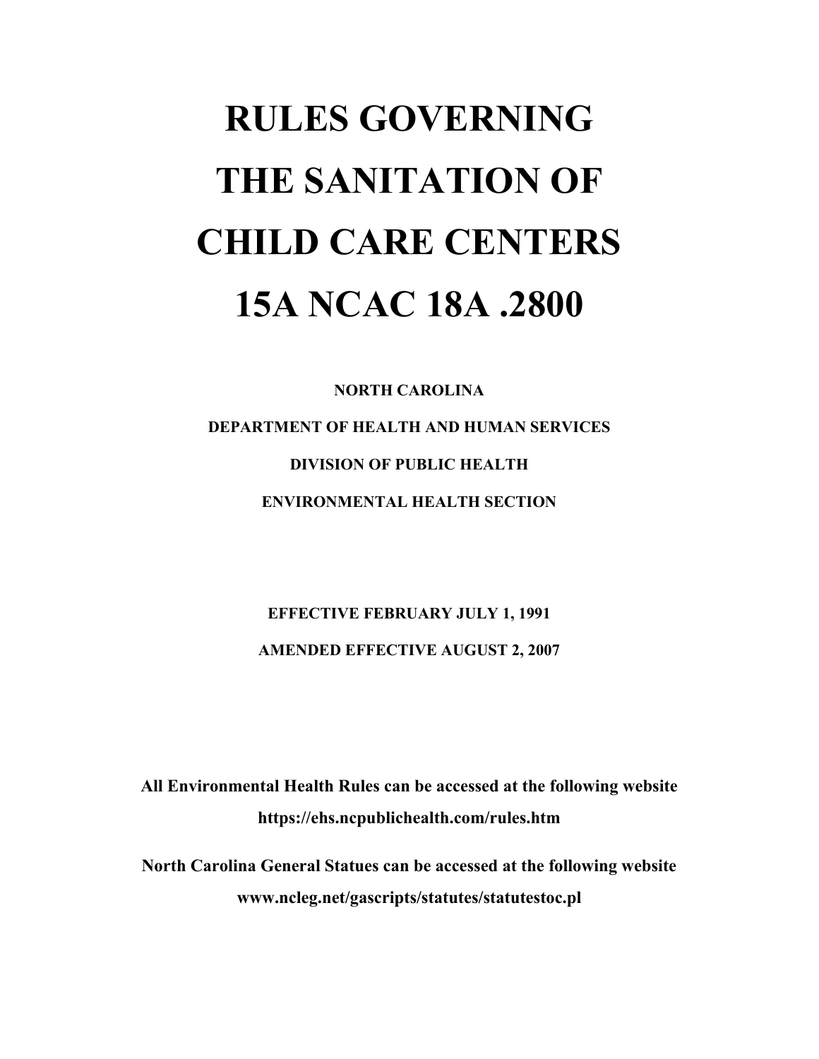# RULES GOVERNING THE SANITATION OF CHILD CARE CENTERS 15A NCAC 18A .2800

**NORTH CAROLINA**

**DEPARTMENT OF HEALTH AND HUMAN SERVICES**

**DIVISION OF PUBLIC HEALTH**

**ENVIRONMENTAL HEALTH SECTION**

**EFFECTIVE FEBRUARY JULY 1, 1991**

**AMENDED EFFECTIVE AUGUST 2, 2007**

**All Environmental Health Rules can be accessed at the following website**
**https://ehs.ncpublichealth.com/rules.htm**

**North Carolina General Statues can be accessed at the following website**
**www.ncleg.net/gascripts/statutes/statutestoc.pl**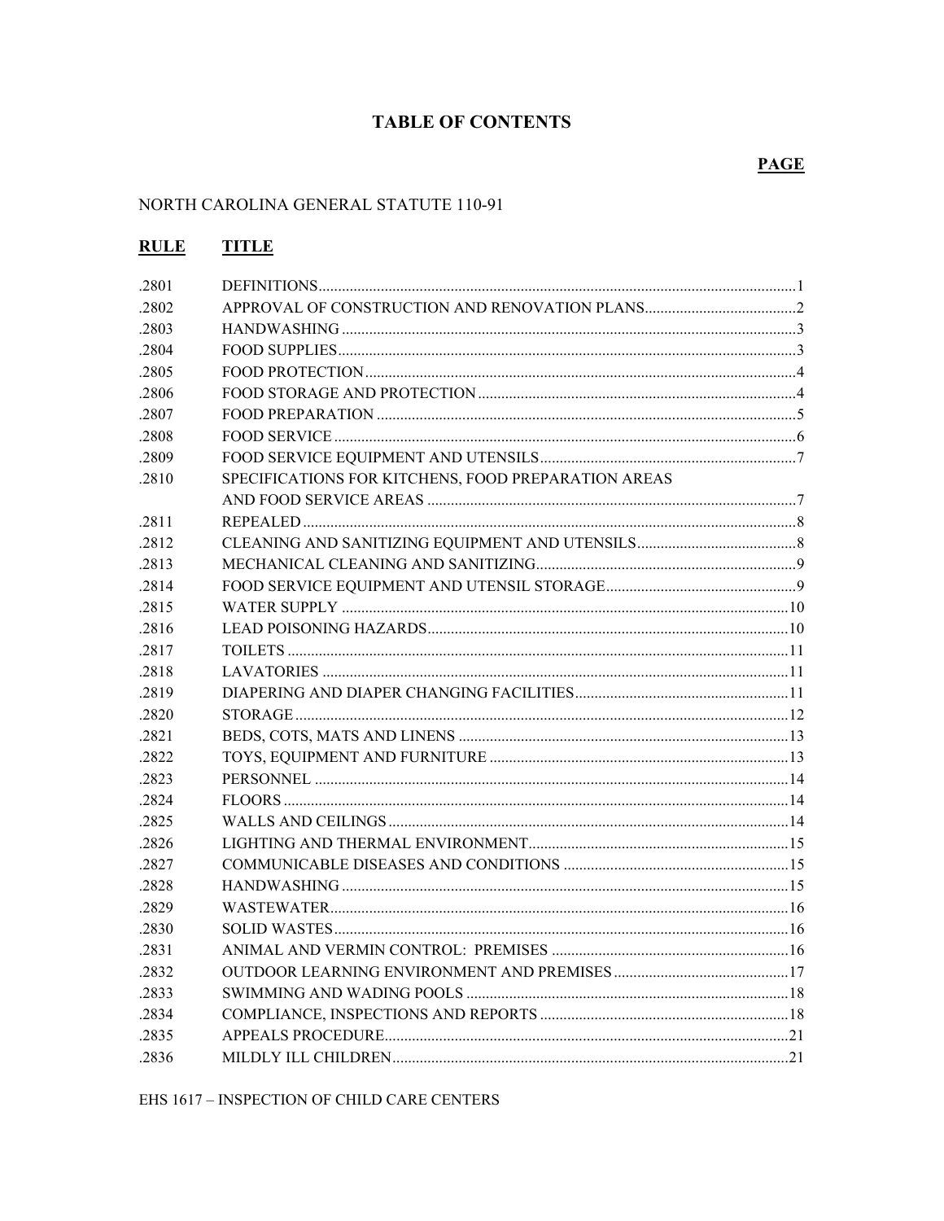# TABLE OF CONTENTS

**PAGE**

NORTH CAROLINA GENERAL STATUTE 110-91

| RULE | TITLE | PAGE |
|---|---|---|
| .2801 | DEFINITIONS | 1 |
| .2802 | APPROVAL OF CONSTRUCTION AND RENOVATION PLANS | 2 |
| .2803 | HANDWASHING | 3 |
| .2804 | FOOD SUPPLIES | 3 |
| .2805 | FOOD PROTECTION | 4 |
| .2806 | FOOD STORAGE AND PROTECTION | 4 |
| .2807 | FOOD PREPARATION | 5 |
| .2808 | FOOD SERVICE | 6 |
| .2809 | FOOD SERVICE EQUIPMENT AND UTENSILS | 7 |
| .2810 | SPECIFICATIONS FOR KITCHENS, FOOD PREPARATION AREAS AND FOOD SERVICE AREAS | 7 |
| .2811 | REPEALED | 8 |
| .2812 | CLEANING AND SANITIZING EQUIPMENT AND UTENSILS | 8 |
| .2813 | MECHANICAL CLEANING AND SANITIZING | 9 |
| .2814 | FOOD SERVICE EQUIPMENT AND UTENSIL STORAGE | 9 |
| .2815 | WATER SUPPLY | 10 |
| .2816 | LEAD POISONING HAZARDS | 10 |
| .2817 | TOILETS | 11 |
| .2818 | LAVATORIES | 11 |
| .2819 | DIAPERING AND DIAPER CHANGING FACILITIES | 11 |
| .2820 | STORAGE | 12 |
| .2821 | BEDS, COTS, MATS AND LINENS | 13 |
| .2822 | TOYS, EQUIPMENT AND FURNITURE | 13 |
| .2823 | PERSONNEL | 14 |
| .2824 | FLOORS | 14 |
| .2825 | WALLS AND CEILINGS | 14 |
| .2826 | LIGHTING AND THERMAL ENVIRONMENT | 15 |
| .2827 | COMMUNICABLE DISEASES AND CONDITIONS | 15 |
| .2828 | HANDWASHING | 15 |
| .2829 | WASTEWATER | 16 |
| .2830 | SOLID WASTES | 16 |
| .2831 | ANIMAL AND VERMIN CONTROL: PREMISES | 16 |
| .2832 | OUTDOOR LEARNING ENVIRONMENT AND PREMISES | 17 |
| .2833 | SWIMMING AND WADING POOLS | 18 |
| .2834 | COMPLIANCE, INSPECTIONS AND REPORTS | 18 |
| .2835 | APPEALS PROCEDURE | 21 |
| .2836 | MILDLY ILL CHILDREN | 21 |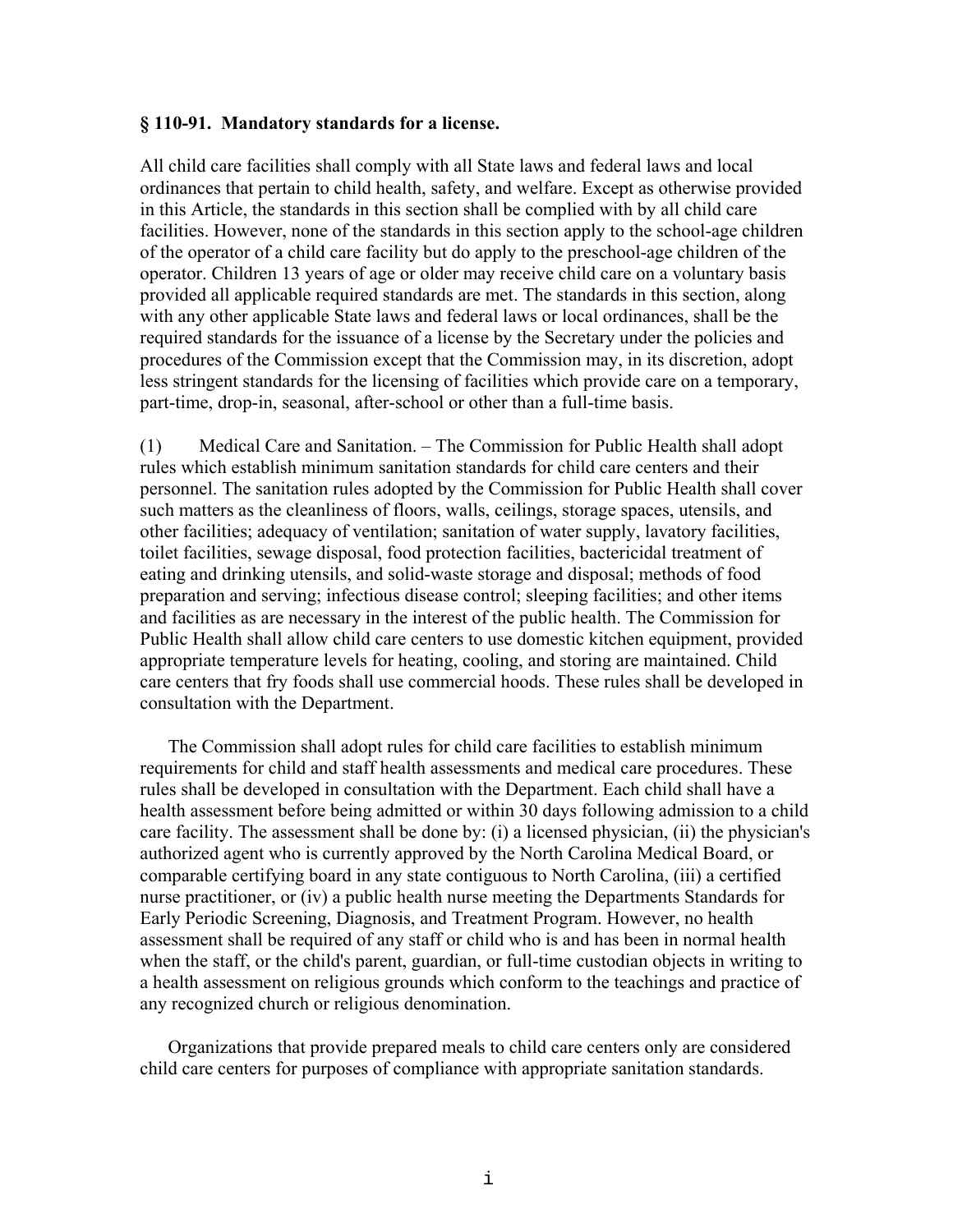**§ 110-91. Mandatory standards for a license.**

All child care facilities shall comply with all State laws and federal laws and local ordinances that pertain to child health, safety, and welfare. Except as otherwise provided in this Article, the standards in this section shall be complied with by all child care facilities. However, none of the standards in this section apply to the school-age children of the operator of a child care facility but do apply to the preschool-age children of the operator. Children 13 years of age or older may receive child care on a voluntary basis provided all applicable required standards are met. The standards in this section, along with any other applicable State laws and federal laws or local ordinances, shall be the required standards for the issuance of a license by the Secretary under the policies and procedures of the Commission except that the Commission may, in its discretion, adopt less stringent standards for the licensing of facilities which provide care on a temporary, part-time, drop-in, seasonal, after-school or other than a full-time basis.

(1) Medical Care and Sanitation. – The Commission for Public Health shall adopt rules which establish minimum sanitation standards for child care centers and their personnel. The sanitation rules adopted by the Commission for Public Health shall cover such matters as the cleanliness of floors, walls, ceilings, storage spaces, utensils, and other facilities; adequacy of ventilation; sanitation of water supply, lavatory facilities, toilet facilities, sewage disposal, food protection facilities, bactericidal treatment of eating and drinking utensils, and solid-waste storage and disposal; methods of food preparation and serving; infectious disease control; sleeping facilities; and other items and facilities as are necessary in the interest of the public health. The Commission for Public Health shall allow child care centers to use domestic kitchen equipment, provided appropriate temperature levels for heating, cooling, and storing are maintained. Child care centers that fry foods shall use commercial hoods. These rules shall be developed in consultation with the Department.

The Commission shall adopt rules for child care facilities to establish minimum requirements for child and staff health assessments and medical care procedures. These rules shall be developed in consultation with the Department. Each child shall have a health assessment before being admitted or within 30 days following admission to a child care facility. The assessment shall be done by: (i) a licensed physician, (ii) the physician's authorized agent who is currently approved by the North Carolina Medical Board, or comparable certifying board in any state contiguous to North Carolina, (iii) a certified nurse practitioner, or (iv) a public health nurse meeting the Departments Standards for Early Periodic Screening, Diagnosis, and Treatment Program. However, no health assessment shall be required of any staff or child who is and has been in normal health when the staff, or the child's parent, guardian, or full-time custodian objects in writing to a health assessment on religious grounds which conform to the teachings and practice of any recognized church or religious denomination.

Organizations that provide prepared meals to child care centers only are considered child care centers for purposes of compliance with appropriate sanitation standards.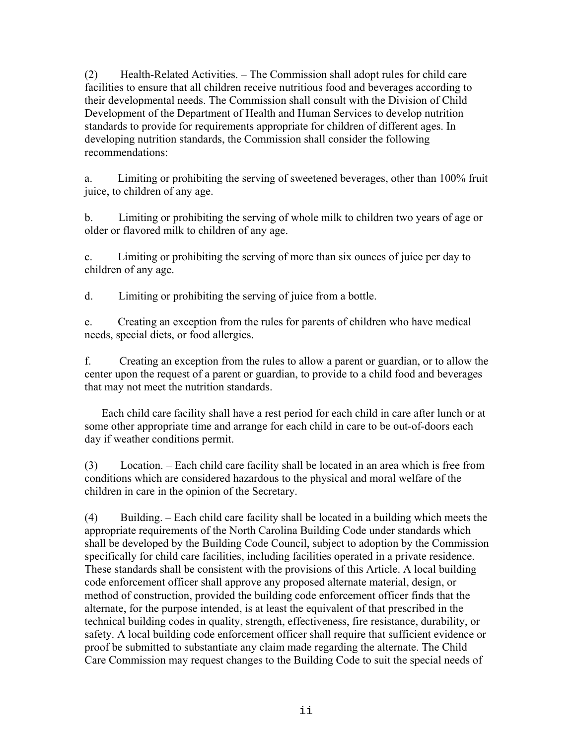(2) Health-Related Activities. – The Commission shall adopt rules for child care facilities to ensure that all children receive nutritious food and beverages according to their developmental needs. The Commission shall consult with the Division of Child Development of the Department of Health and Human Services to develop nutrition standards to provide for requirements appropriate for children of different ages. In developing nutrition standards, the Commission shall consider the following recommendations:

a. Limiting or prohibiting the serving of sweetened beverages, other than 100% fruit juice, to children of any age.

b. Limiting or prohibiting the serving of whole milk to children two years of age or older or flavored milk to children of any age.

c. Limiting or prohibiting the serving of more than six ounces of juice per day to children of any age.

d. Limiting or prohibiting the serving of juice from a bottle.

e. Creating an exception from the rules for parents of children who have medical needs, special diets, or food allergies.

f. Creating an exception from the rules to allow a parent or guardian, or to allow the center upon the request of a parent or guardian, to provide to a child food and beverages that may not meet the nutrition standards.

Each child care facility shall have a rest period for each child in care after lunch or at some other appropriate time and arrange for each child in care to be out-of-doors each day if weather conditions permit.

(3) Location. – Each child care facility shall be located in an area which is free from conditions which are considered hazardous to the physical and moral welfare of the children in care in the opinion of the Secretary.

(4) Building. – Each child care facility shall be located in a building which meets the appropriate requirements of the North Carolina Building Code under standards which shall be developed by the Building Code Council, subject to adoption by the Commission specifically for child care facilities, including facilities operated in a private residence. These standards shall be consistent with the provisions of this Article. A local building code enforcement officer shall approve any proposed alternate material, design, or method of construction, provided the building code enforcement officer finds that the alternate, for the purpose intended, is at least the equivalent of that prescribed in the technical building codes in quality, strength, effectiveness, fire resistance, durability, or safety. A local building code enforcement officer shall require that sufficient evidence or proof be submitted to substantiate any claim made regarding the alternate. The Child Care Commission may request changes to the Building Code to suit the special needs of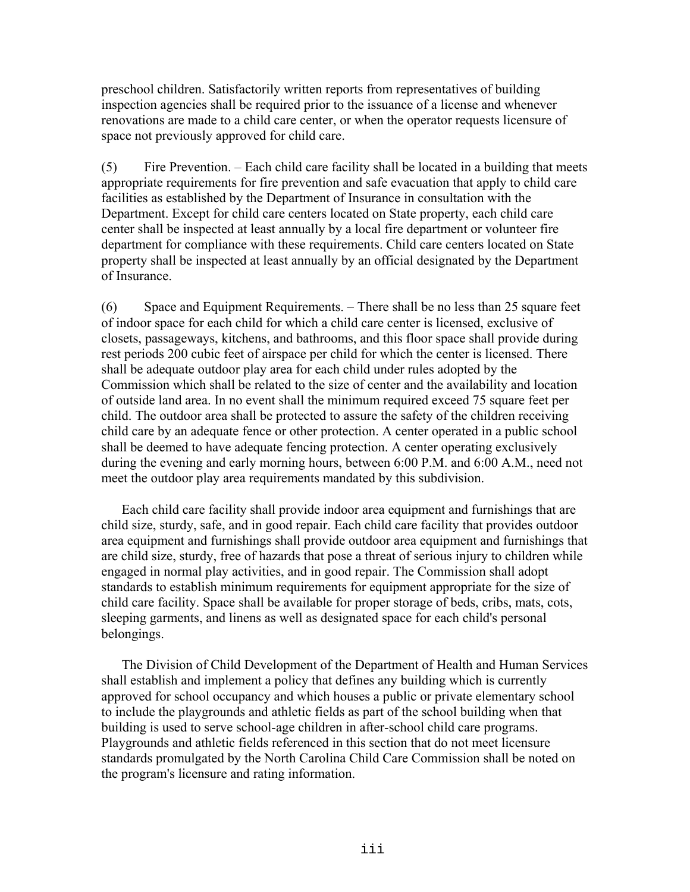preschool children. Satisfactorily written reports from representatives of building inspection agencies shall be required prior to the issuance of a license and whenever renovations are made to a child care center, or when the operator requests licensure of space not previously approved for child care.

(5) Fire Prevention. – Each child care facility shall be located in a building that meets appropriate requirements for fire prevention and safe evacuation that apply to child care facilities as established by the Department of Insurance in consultation with the Department. Except for child care centers located on State property, each child care center shall be inspected at least annually by a local fire department or volunteer fire department for compliance with these requirements. Child care centers located on State property shall be inspected at least annually by an official designated by the Department of Insurance.

(6) Space and Equipment Requirements. – There shall be no less than 25 square feet of indoor space for each child for which a child care center is licensed, exclusive of closets, passageways, kitchens, and bathrooms, and this floor space shall provide during rest periods 200 cubic feet of airspace per child for which the center is licensed. There shall be adequate outdoor play area for each child under rules adopted by the Commission which shall be related to the size of center and the availability and location of outside land area. In no event shall the minimum required exceed 75 square feet per child. The outdoor area shall be protected to assure the safety of the children receiving child care by an adequate fence or other protection. A center operated in a public school shall be deemed to have adequate fencing protection. A center operating exclusively during the evening and early morning hours, between 6:00 P.M. and 6:00 A.M., need not meet the outdoor play area requirements mandated by this subdivision.

Each child care facility shall provide indoor area equipment and furnishings that are child size, sturdy, safe, and in good repair. Each child care facility that provides outdoor area equipment and furnishings shall provide outdoor area equipment and furnishings that are child size, sturdy, free of hazards that pose a threat of serious injury to children while engaged in normal play activities, and in good repair. The Commission shall adopt standards to establish minimum requirements for equipment appropriate for the size of child care facility. Space shall be available for proper storage of beds, cribs, mats, cots, sleeping garments, and linens as well as designated space for each child's personal belongings.

The Division of Child Development of the Department of Health and Human Services shall establish and implement a policy that defines any building which is currently approved for school occupancy and which houses a public or private elementary school to include the playgrounds and athletic fields as part of the school building when that building is used to serve school-age children in after-school child care programs. Playgrounds and athletic fields referenced in this section that do not meet licensure standards promulgated by the North Carolina Child Care Commission shall be noted on the program's licensure and rating information.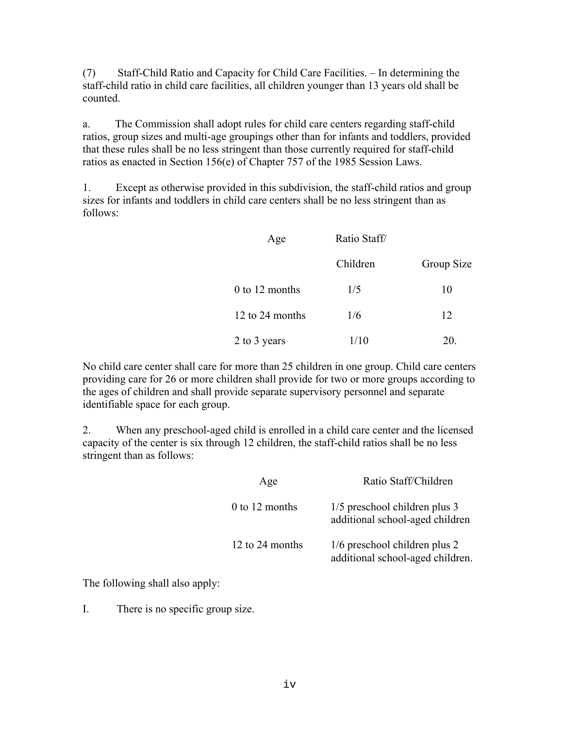(7) Staff-Child Ratio and Capacity for Child Care Facilities. – In determining the staff-child ratio in child care facilities, all children younger than 13 years old shall be counted.

a. The Commission shall adopt rules for child care centers regarding staff-child ratios, group sizes and multi-age groupings other than for infants and toddlers, provided that these rules shall be no less stringent than those currently required for staff-child ratios as enacted in Section 156(e) of Chapter 757 of the 1985 Session Laws.

1. Except as otherwise provided in this subdivision, the staff-child ratios and group sizes for infants and toddlers in child care centers shall be no less stringent than as follows:

| Age | Ratio Staff/ Children | Group Size |
|---|---|---|
| 0 to 12 months | 1/5 | 10 |
| 12 to 24 months | 1/6 | 12 |
| 2 to 3 years | 1/10 | 20. |

No child care center shall care for more than 25 children in one group. Child care centers providing care for 26 or more children shall provide for two or more groups according to the ages of children and shall provide separate supervisory personnel and separate identifiable space for each group.

2. When any preschool-aged child is enrolled in a child care center and the licensed capacity of the center is six through 12 children, the staff-child ratios shall be no less stringent than as follows:

| Age | Ratio Staff/Children |
|---|---|
| 0 to 12 months | 1/5 preschool children plus 3 additional school-aged children |
| 12 to 24 months | 1/6 preschool children plus 2 additional school-aged children. |

The following shall also apply:

I. There is no specific group size.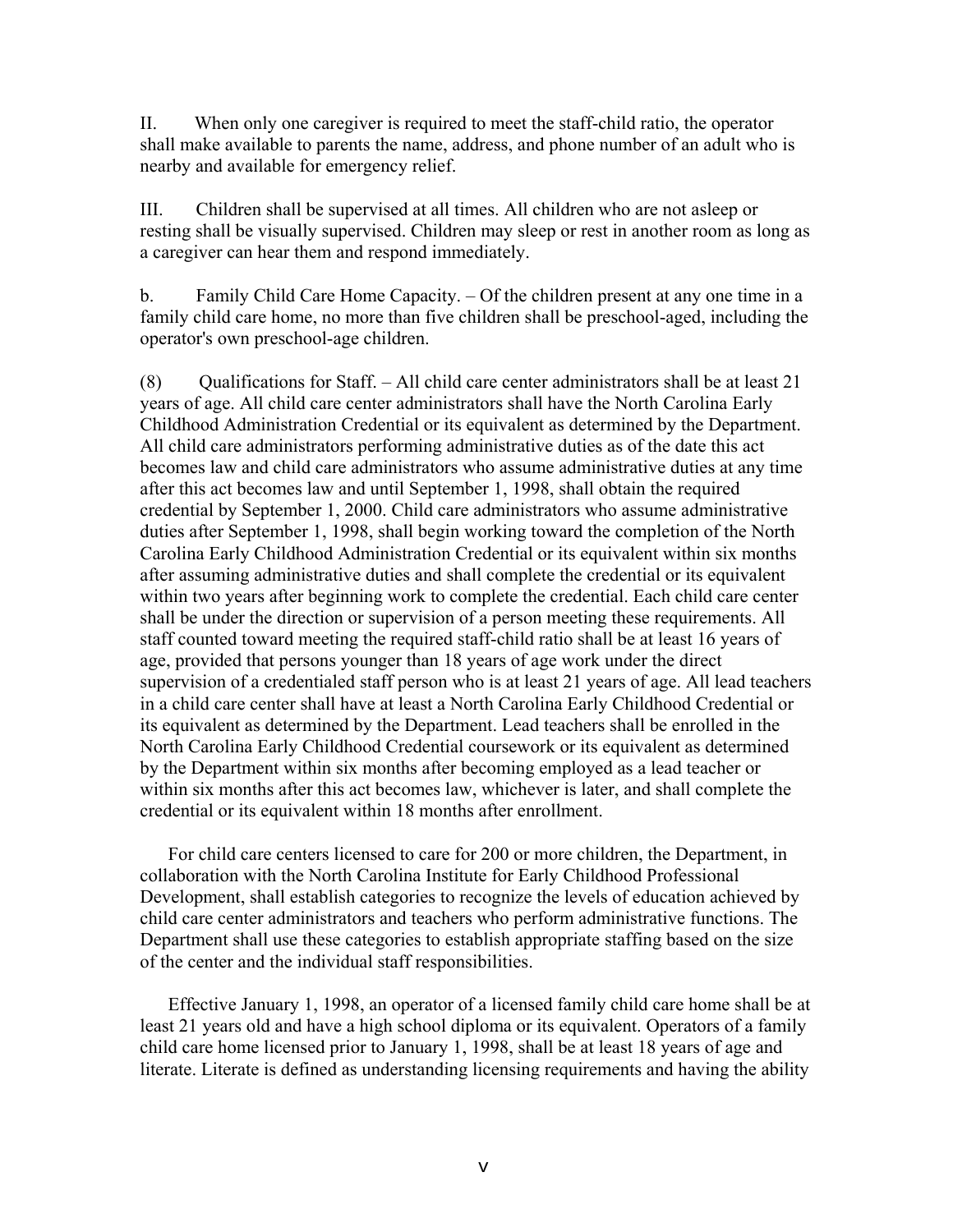II. When only one caregiver is required to meet the staff-child ratio, the operator shall make available to parents the name, address, and phone number of an adult who is nearby and available for emergency relief.

III. Children shall be supervised at all times. All children who are not asleep or resting shall be visually supervised. Children may sleep or rest in another room as long as a caregiver can hear them and respond immediately.

b. Family Child Care Home Capacity. – Of the children present at any one time in a family child care home, no more than five children shall be preschool-aged, including the operator's own preschool-age children.

(8) Qualifications for Staff. – All child care center administrators shall be at least 21 years of age. All child care center administrators shall have the North Carolina Early Childhood Administration Credential or its equivalent as determined by the Department. All child care administrators performing administrative duties as of the date this act becomes law and child care administrators who assume administrative duties at any time after this act becomes law and until September 1, 1998, shall obtain the required credential by September 1, 2000. Child care administrators who assume administrative duties after September 1, 1998, shall begin working toward the completion of the North Carolina Early Childhood Administration Credential or its equivalent within six months after assuming administrative duties and shall complete the credential or its equivalent within two years after beginning work to complete the credential. Each child care center shall be under the direction or supervision of a person meeting these requirements. All staff counted toward meeting the required staff-child ratio shall be at least 16 years of age, provided that persons younger than 18 years of age work under the direct supervision of a credentialed staff person who is at least 21 years of age. All lead teachers in a child care center shall have at least a North Carolina Early Childhood Credential or its equivalent as determined by the Department. Lead teachers shall be enrolled in the North Carolina Early Childhood Credential coursework or its equivalent as determined by the Department within six months after becoming employed as a lead teacher or within six months after this act becomes law, whichever is later, and shall complete the credential or its equivalent within 18 months after enrollment.

For child care centers licensed to care for 200 or more children, the Department, in collaboration with the North Carolina Institute for Early Childhood Professional Development, shall establish categories to recognize the levels of education achieved by child care center administrators and teachers who perform administrative functions. The Department shall use these categories to establish appropriate staffing based on the size of the center and the individual staff responsibilities.

Effective January 1, 1998, an operator of a licensed family child care home shall be at least 21 years old and have a high school diploma or its equivalent. Operators of a family child care home licensed prior to January 1, 1998, shall be at least 18 years of age and literate. Literate is defined as understanding licensing requirements and having the ability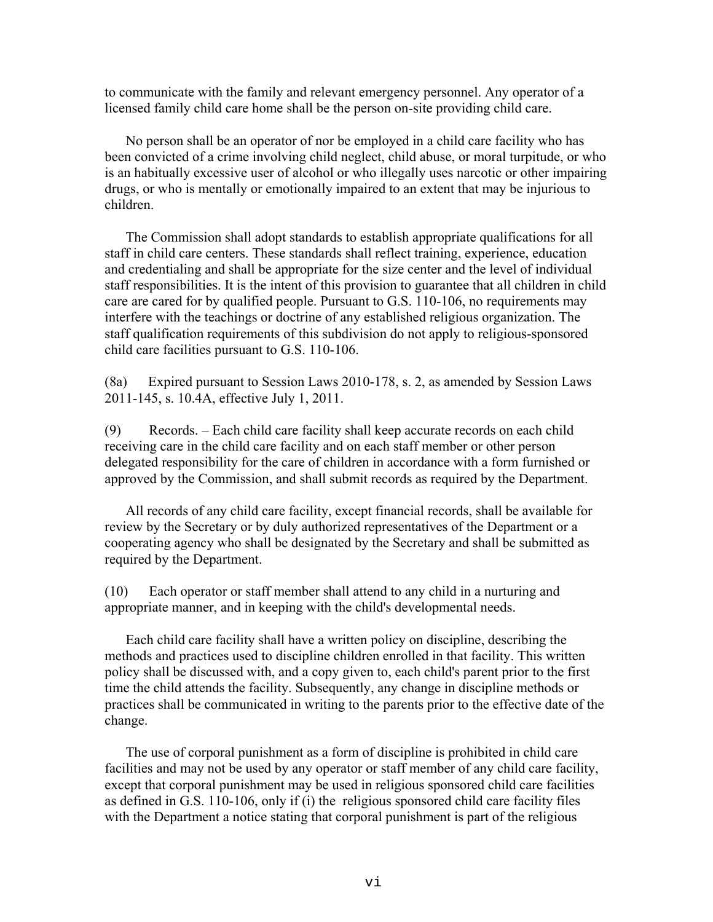to communicate with the family and relevant emergency personnel. Any operator of a licensed family child care home shall be the person on-site providing child care.

No person shall be an operator of nor be employed in a child care facility who has been convicted of a crime involving child neglect, child abuse, or moral turpitude, or who is an habitually excessive user of alcohol or who illegally uses narcotic or other impairing drugs, or who is mentally or emotionally impaired to an extent that may be injurious to children.

The Commission shall adopt standards to establish appropriate qualifications for all staff in child care centers. These standards shall reflect training, experience, education and credentialing and shall be appropriate for the size center and the level of individual staff responsibilities. It is the intent of this provision to guarantee that all children in child care are cared for by qualified people. Pursuant to G.S. 110-106, no requirements may interfere with the teachings or doctrine of any established religious organization. The staff qualification requirements of this subdivision do not apply to religious-sponsored child care facilities pursuant to G.S. 110-106.

(8a) Expired pursuant to Session Laws 2010-178, s. 2, as amended by Session Laws 2011-145, s. 10.4A, effective July 1, 2011.

(9) Records. – Each child care facility shall keep accurate records on each child receiving care in the child care facility and on each staff member or other person delegated responsibility for the care of children in accordance with a form furnished or approved by the Commission, and shall submit records as required by the Department.

All records of any child care facility, except financial records, shall be available for review by the Secretary or by duly authorized representatives of the Department or a cooperating agency who shall be designated by the Secretary and shall be submitted as required by the Department.

(10) Each operator or staff member shall attend to any child in a nurturing and appropriate manner, and in keeping with the child's developmental needs.

Each child care facility shall have a written policy on discipline, describing the methods and practices used to discipline children enrolled in that facility. This written policy shall be discussed with, and a copy given to, each child's parent prior to the first time the child attends the facility. Subsequently, any change in discipline methods or practices shall be communicated in writing to the parents prior to the effective date of the change.

The use of corporal punishment as a form of discipline is prohibited in child care facilities and may not be used by any operator or staff member of any child care facility, except that corporal punishment may be used in religious sponsored child care facilities as defined in G.S. 110-106, only if (i) the religious sponsored child care facility files with the Department a notice stating that corporal punishment is part of the religious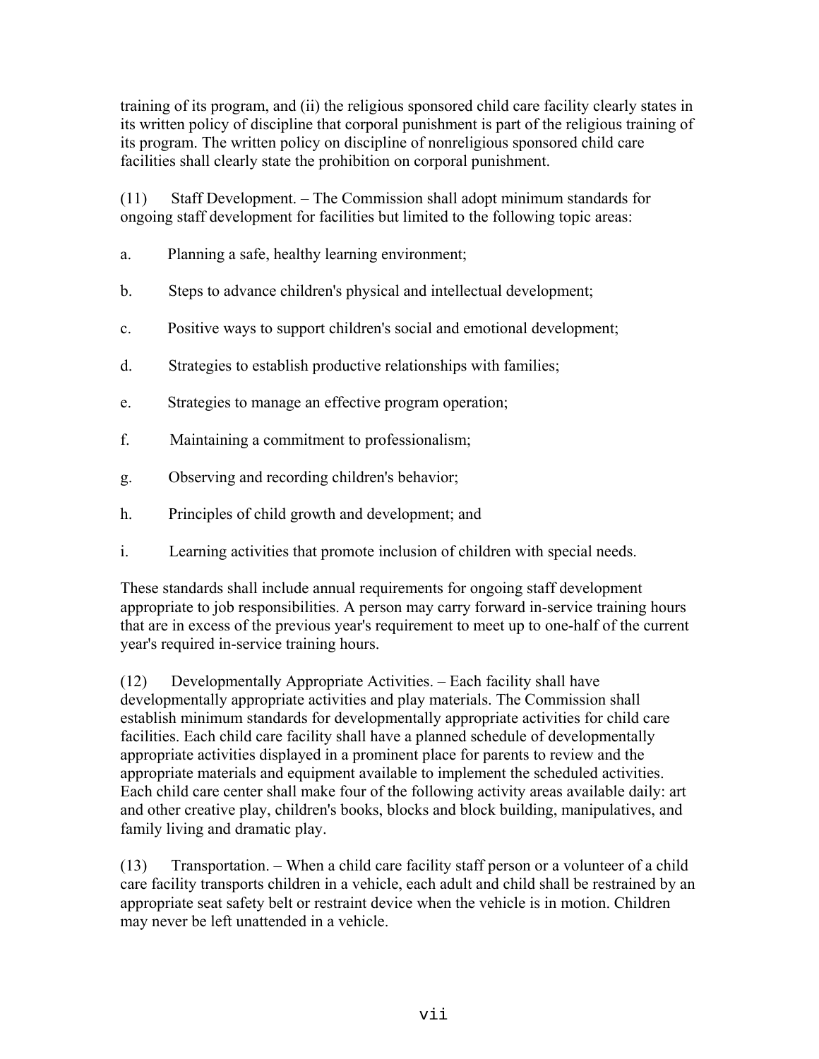training of its program, and (ii) the religious sponsored child care facility clearly states in its written policy of discipline that corporal punishment is part of the religious training of its program. The written policy on discipline of nonreligious sponsored child care facilities shall clearly state the prohibition on corporal punishment.

(11) Staff Development. – The Commission shall adopt minimum standards for ongoing staff development for facilities but limited to the following topic areas:

a. Planning a safe, healthy learning environment;

b. Steps to advance children's physical and intellectual development;

c. Positive ways to support children's social and emotional development;

d. Strategies to establish productive relationships with families;

e. Strategies to manage an effective program operation;

f. Maintaining a commitment to professionalism;

g. Observing and recording children's behavior;

h. Principles of child growth and development; and

i. Learning activities that promote inclusion of children with special needs.

These standards shall include annual requirements for ongoing staff development appropriate to job responsibilities. A person may carry forward in-service training hours that are in excess of the previous year's requirement to meet up to one-half of the current year's required in-service training hours.

(12) Developmentally Appropriate Activities. – Each facility shall have developmentally appropriate activities and play materials. The Commission shall establish minimum standards for developmentally appropriate activities for child care facilities. Each child care facility shall have a planned schedule of developmentally appropriate activities displayed in a prominent place for parents to review and the appropriate materials and equipment available to implement the scheduled activities. Each child care center shall make four of the following activity areas available daily: art and other creative play, children's books, blocks and block building, manipulatives, and family living and dramatic play.

(13) Transportation. – When a child care facility staff person or a volunteer of a child care facility transports children in a vehicle, each adult and child shall be restrained by an appropriate seat safety belt or restraint device when the vehicle is in motion. Children may never be left unattended in a vehicle.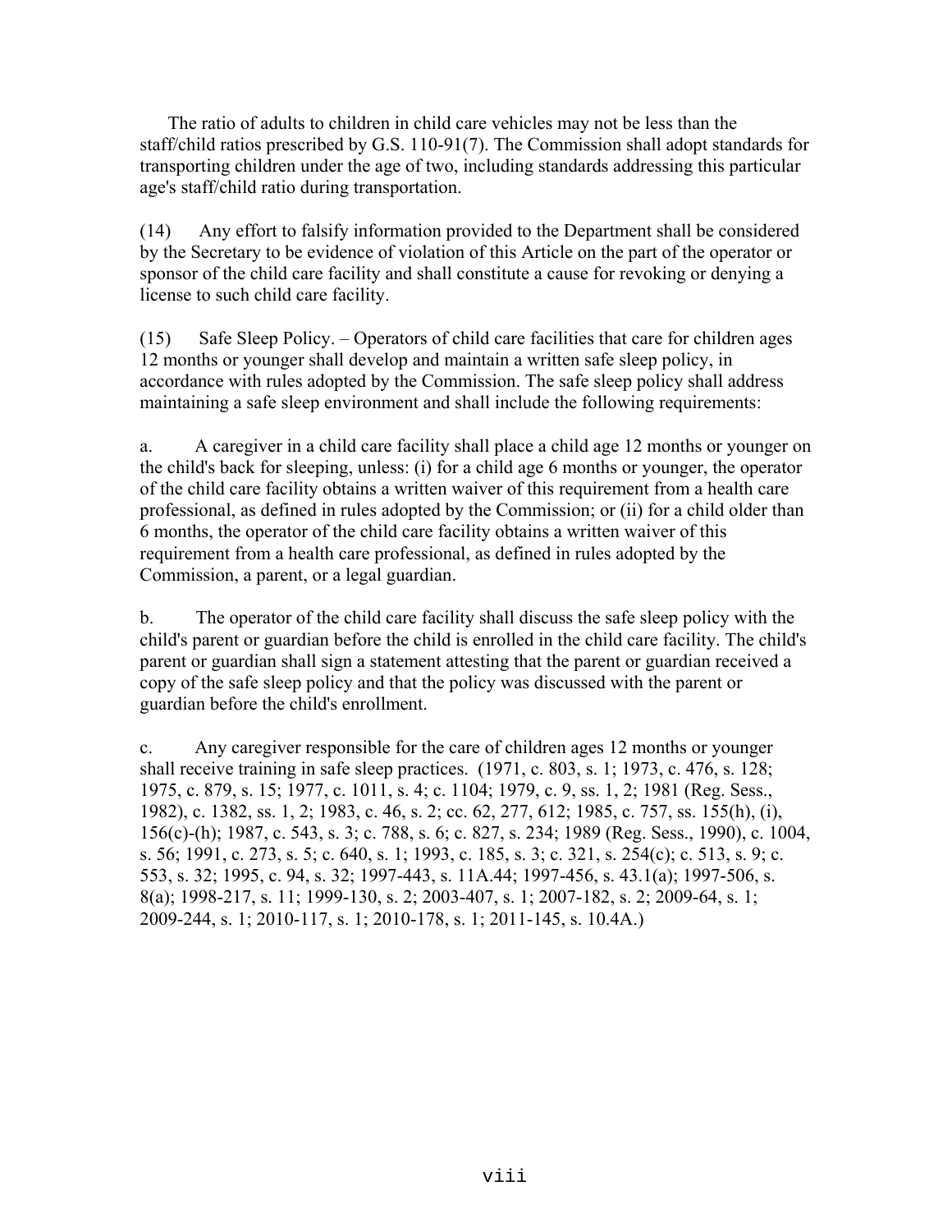The ratio of adults to children in child care vehicles may not be less than the staff/child ratios prescribed by G.S. 110-91(7). The Commission shall adopt standards for transporting children under the age of two, including standards addressing this particular age's staff/child ratio during transportation.

(14) Any effort to falsify information provided to the Department shall be considered by the Secretary to be evidence of violation of this Article on the part of the operator or sponsor of the child care facility and shall constitute a cause for revoking or denying a license to such child care facility.

(15) Safe Sleep Policy. – Operators of child care facilities that care for children ages 12 months or younger shall develop and maintain a written safe sleep policy, in accordance with rules adopted by the Commission. The safe sleep policy shall address maintaining a safe sleep environment and shall include the following requirements:

a. A caregiver in a child care facility shall place a child age 12 months or younger on the child's back for sleeping, unless: (i) for a child age 6 months or younger, the operator of the child care facility obtains a written waiver of this requirement from a health care professional, as defined in rules adopted by the Commission; or (ii) for a child older than 6 months, the operator of the child care facility obtains a written waiver of this requirement from a health care professional, as defined in rules adopted by the Commission, a parent, or a legal guardian.

b. The operator of the child care facility shall discuss the safe sleep policy with the child's parent or guardian before the child is enrolled in the child care facility. The child's parent or guardian shall sign a statement attesting that the parent or guardian received a copy of the safe sleep policy and that the policy was discussed with the parent or guardian before the child's enrollment.

c. Any caregiver responsible for the care of children ages 12 months or younger shall receive training in safe sleep practices. (1971, c. 803, s. 1; 1973, c. 476, s. 128; 1975, c. 879, s. 15; 1977, c. 1011, s. 4; c. 1104; 1979, c. 9, ss. 1, 2; 1981 (Reg. Sess., 1982), c. 1382, ss. 1, 2; 1983, c. 46, s. 2; cc. 62, 277, 612; 1985, c. 757, ss. 155(h), (i), 156(c)-(h); 1987, c. 543, s. 3; c. 788, s. 6; c. 827, s. 234; 1989 (Reg. Sess., 1990), c. 1004, s. 56; 1991, c. 273, s. 5; c. 640, s. 1; 1993, c. 185, s. 3; c. 321, s. 254(c); c. 513, s. 9; c. 553, s. 32; 1995, c. 94, s. 32; 1997-443, s. 11A.44; 1997-456, s. 43.1(a); 1997-506, s. 8(a); 1998-217, s. 11; 1999-130, s. 2; 2003-407, s. 1; 2007-182, s. 2; 2009-64, s. 1; 2009-244, s. 1; 2010-117, s. 1; 2010-178, s. 1; 2011-145, s. 10.4A.)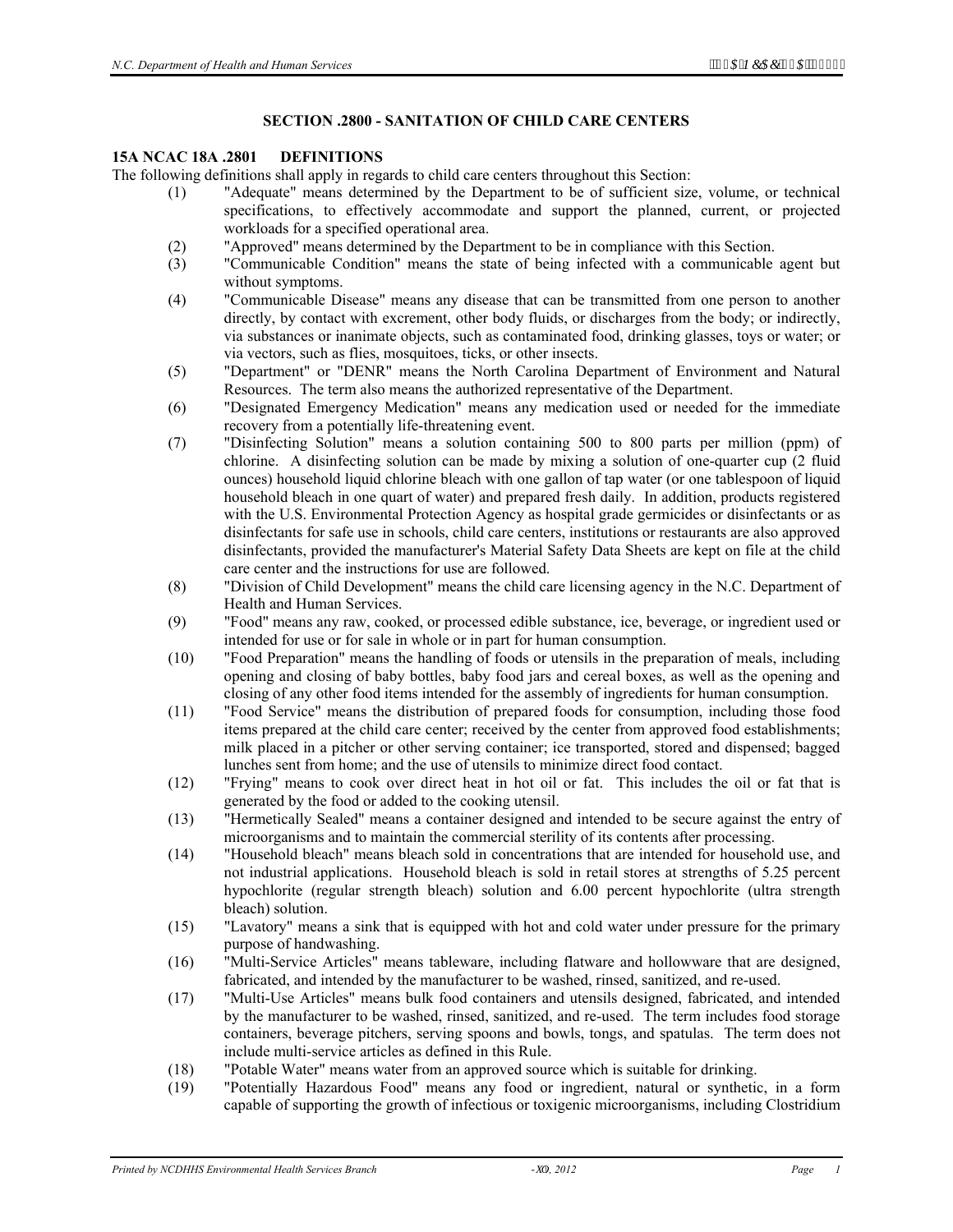## SECTION .2800 - SANITATION OF CHILD CARE CENTERS

### 15A NCAC 18A .2801 DEFINITIONS

The following definitions shall apply in regards to child care centers throughout this Section:

(1) "Adequate" means determined by the Department to be of sufficient size, volume, or technical specifications, to effectively accommodate and support the planned, current, or projected workloads for a specified operational area.

(2) "Approved" means determined by the Department to be in compliance with this Section.

(3) "Communicable Condition" means the state of being infected with a communicable agent but without symptoms.

(4) "Communicable Disease" means any disease that can be transmitted from one person to another directly, by contact with excrement, other body fluids, or discharges from the body; or indirectly, via substances or inanimate objects, such as contaminated food, drinking glasses, toys or water; or via vectors, such as flies, mosquitoes, ticks, or other insects.

(5) "Department" or "DENR" means the North Carolina Department of Environment and Natural Resources. The term also means the authorized representative of the Department.

(6) "Designated Emergency Medication" means any medication used or needed for the immediate recovery from a potentially life-threatening event.

(7) "Disinfecting Solution" means a solution containing 500 to 800 parts per million (ppm) of chlorine. A disinfecting solution can be made by mixing a solution of one-quarter cup (2 fluid ounces) household liquid chlorine bleach with one gallon of tap water (or one tablespoon of liquid household bleach in one quart of water) and prepared fresh daily. In addition, products registered with the U.S. Environmental Protection Agency as hospital grade germicides or disinfectants or as disinfectants for safe use in schools, child care centers, institutions or restaurants are also approved disinfectants, provided the manufacturer's Material Safety Data Sheets are kept on file at the child care center and the instructions for use are followed.

(8) "Division of Child Development" means the child care licensing agency in the N.C. Department of Health and Human Services.

(9) "Food" means any raw, cooked, or processed edible substance, ice, beverage, or ingredient used or intended for use or for sale in whole or in part for human consumption.

(10) "Food Preparation" means the handling of foods or utensils in the preparation of meals, including opening and closing of baby bottles, baby food jars and cereal boxes, as well as the opening and closing of any other food items intended for the assembly of ingredients for human consumption.

(11) "Food Service" means the distribution of prepared foods for consumption, including those food items prepared at the child care center; received by the center from approved food establishments; milk placed in a pitcher or other serving container; ice transported, stored and dispensed; bagged lunches sent from home; and the use of utensils to minimize direct food contact.

(12) "Frying" means to cook over direct heat in hot oil or fat. This includes the oil or fat that is generated by the food or added to the cooking utensil.

(13) "Hermetically Sealed" means a container designed and intended to be secure against the entry of microorganisms and to maintain the commercial sterility of its contents after processing.

(14) "Household bleach" means bleach sold in concentrations that are intended for household use, and not industrial applications. Household bleach is sold in retail stores at strengths of 5.25 percent hypochlorite (regular strength bleach) solution and 6.00 percent hypochlorite (ultra strength bleach) solution.

(15) "Lavatory" means a sink that is equipped with hot and cold water under pressure for the primary purpose of handwashing.

(16) "Multi-Service Articles" means tableware, including flatware and hollowware that are designed, fabricated, and intended by the manufacturer to be washed, rinsed, sanitized, and re-used.

(17) "Multi-Use Articles" means bulk food containers and utensils designed, fabricated, and intended by the manufacturer to be washed, rinsed, sanitized, and re-used. The term includes food storage containers, beverage pitchers, serving spoons and bowls, tongs, and spatulas. The term does not include multi-service articles as defined in this Rule.

(18) "Potable Water" means water from an approved source which is suitable for drinking.

(19) "Potentially Hazardous Food" means any food or ingredient, natural or synthetic, in a form capable of supporting the growth of infectious or toxigenic microorganisms, including Clostridium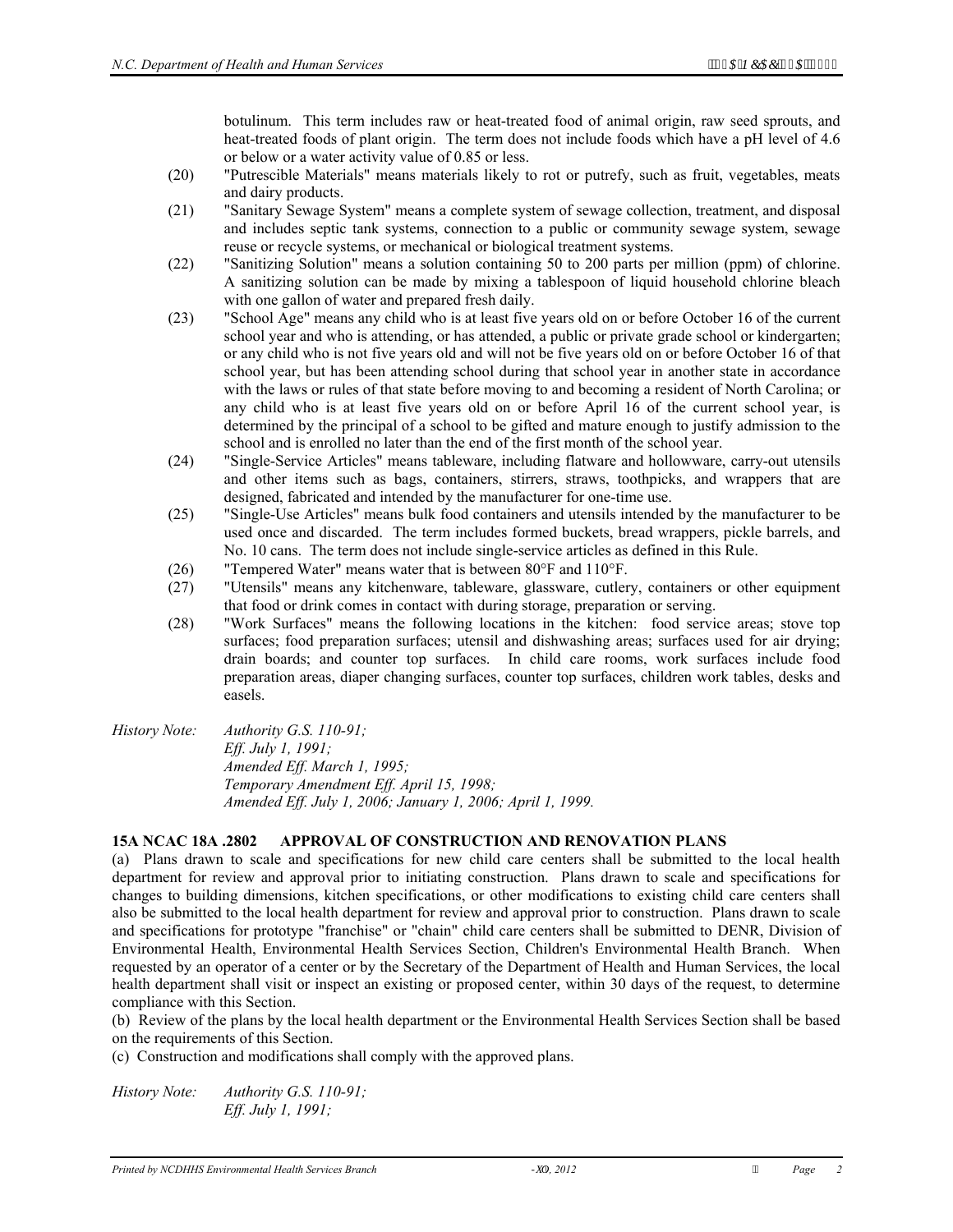botulinum. This term includes raw or heat-treated food of animal origin, raw seed sprouts, and heat-treated foods of plant origin. The term does not include foods which have a pH level of 4.6 or below or a water activity value of 0.85 or less.

(20) "Putrescible Materials" means materials likely to rot or putrefy, such as fruit, vegetables, meats and dairy products.

(21) "Sanitary Sewage System" means a complete system of sewage collection, treatment, and disposal and includes septic tank systems, connection to a public or community sewage system, sewage reuse or recycle systems, or mechanical or biological treatment systems.

(22) "Sanitizing Solution" means a solution containing 50 to 200 parts per million (ppm) of chlorine. A sanitizing solution can be made by mixing a tablespoon of liquid household chlorine bleach with one gallon of water and prepared fresh daily.

(23) "School Age" means any child who is at least five years old on or before October 16 of the current school year and who is attending, or has attended, a public or private grade school or kindergarten; or any child who is not five years old and will not be five years old on or before October 16 of that school year, but has been attending school during that school year in another state in accordance with the laws or rules of that state before moving to and becoming a resident of North Carolina; or any child who is at least five years old on or before April 16 of the current school year, is determined by the principal of a school to be gifted and mature enough to justify admission to the school and is enrolled no later than the end of the first month of the school year.

(24) "Single-Service Articles" means tableware, including flatware and hollowware, carry-out utensils and other items such as bags, containers, stirrers, straws, toothpicks, and wrappers that are designed, fabricated and intended by the manufacturer for one-time use.

(25) "Single-Use Articles" means bulk food containers and utensils intended by the manufacturer to be used once and discarded. The term includes formed buckets, bread wrappers, pickle barrels, and No. 10 cans. The term does not include single-service articles as defined in this Rule.

(26) "Tempered Water" means water that is between 80°F and 110°F.

(27) "Utensils" means any kitchenware, tableware, glassware, cutlery, containers or other equipment that food or drink comes in contact with during storage, preparation or serving.

(28) "Work Surfaces" means the following locations in the kitchen: food service areas; stove top surfaces; food preparation surfaces; utensil and dishwashing areas; surfaces used for air drying; drain boards; and counter top surfaces. In child care rooms, work surfaces include food preparation areas, diaper changing surfaces, counter top surfaces, children work tables, desks and easels.

*History Note: Authority G.S. 110-91;*
*Eff. July 1, 1991;*
*Amended Eff. March 1, 1995;*
*Temporary Amendment Eff. April 15, 1998;*
*Amended Eff. July 1, 2006; January 1, 2006; April 1, 1999.*

**15A NCAC 18A .2802 APPROVAL OF CONSTRUCTION AND RENOVATION PLANS**

(a) Plans drawn to scale and specifications for new child care centers shall be submitted to the local health department for review and approval prior to initiating construction. Plans drawn to scale and specifications for changes to building dimensions, kitchen specifications, or other modifications to existing child care centers shall also be submitted to the local health department for review and approval prior to construction. Plans drawn to scale and specifications for prototype "franchise" or "chain" child care centers shall be submitted to DENR, Division of Environmental Health, Environmental Health Services Section, Children's Environmental Health Branch. When requested by an operator of a center or by the Secretary of the Department of Health and Human Services, the local health department shall visit or inspect an existing or proposed center, within 30 days of the request, to determine compliance with this Section.

(b) Review of the plans by the local health department or the Environmental Health Services Section shall be based on the requirements of this Section.

(c) Construction and modifications shall comply with the approved plans.

*History Note: Authority G.S. 110-91;*
*Eff. July 1, 1991;*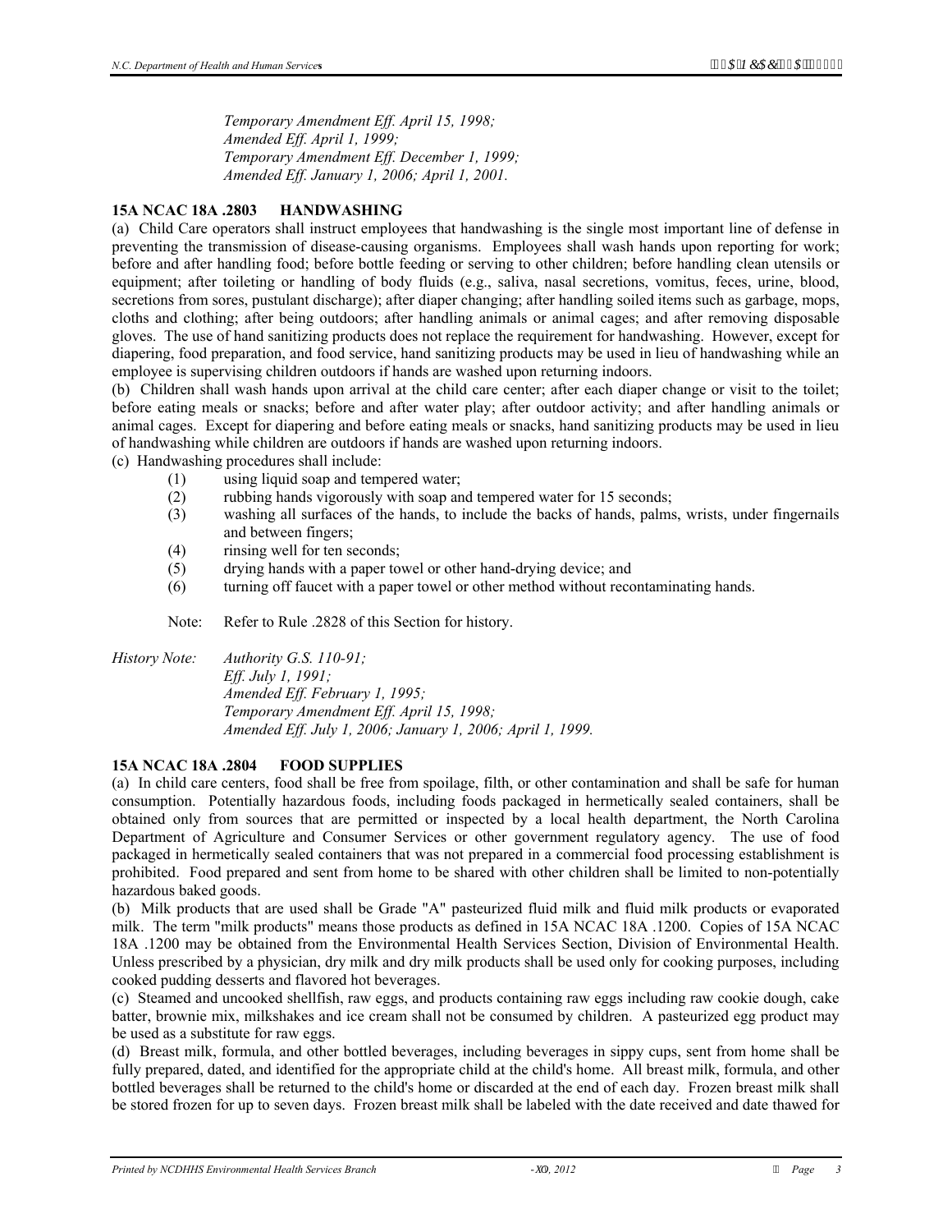*Temporary Amendment Eff. April 15, 1998;*
*Amended Eff. April 1, 1999;*
*Temporary Amendment Eff. December 1, 1999;*
*Amended Eff. January 1, 2006; April 1, 2001.*

**15A NCAC 18A .2803 HANDWASHING**

(a) Child Care operators shall instruct employees that handwashing is the single most important line of defense in preventing the transmission of disease-causing organisms. Employees shall wash hands upon reporting for work; before and after handling food; before bottle feeding or serving to other children; before handling clean utensils or equipment; after toileting or handling of body fluids (e.g., saliva, nasal secretions, vomitus, feces, urine, blood, secretions from sores, pustulant discharge); after diaper changing; after handling soiled items such as garbage, mops, cloths and clothing; after being outdoors; after handling animals or animal cages; and after removing disposable gloves. The use of hand sanitizing products does not replace the requirement for handwashing. However, except for diapering, food preparation, and food service, hand sanitizing products may be used in lieu of handwashing while an employee is supervising children outdoors if hands are washed upon returning indoors.

(b) Children shall wash hands upon arrival at the child care center; after each diaper change or visit to the toilet; before eating meals or snacks; before and after water play; after outdoor activity; and after handling animals or animal cages. Except for diapering and before eating meals or snacks, hand sanitizing products may be used in lieu of handwashing while children are outdoors if hands are washed upon returning indoors.

(c) Handwashing procedures shall include:

(1) using liquid soap and tempered water;
(2) rubbing hands vigorously with soap and tempered water for 15 seconds;
(3) washing all surfaces of the hands, to include the backs of hands, palms, wrists, under fingernails and between fingers;
(4) rinsing well for ten seconds;
(5) drying hands with a paper towel or other hand-drying device; and
(6) turning off faucet with a paper towel or other method without recontaminating hands.

Note: Refer to Rule .2828 of this Section for history.

*History Note:* *Authority G.S. 110-91;*
*Eff. July 1, 1991;*
*Amended Eff. February 1, 1995;*
*Temporary Amendment Eff. April 15, 1998;*
*Amended Eff. July 1, 2006; January 1, 2006; April 1, 1999.*

**15A NCAC 18A .2804 FOOD SUPPLIES**

(a) In child care centers, food shall be free from spoilage, filth, or other contamination and shall be safe for human consumption. Potentially hazardous foods, including foods packaged in hermetically sealed containers, shall be obtained only from sources that are permitted or inspected by a local health department, the North Carolina Department of Agriculture and Consumer Services or other government regulatory agency. The use of food packaged in hermetically sealed containers that was not prepared in a commercial food processing establishment is prohibited. Food prepared and sent from home to be shared with other children shall be limited to non-potentially hazardous baked goods.

(b) Milk products that are used shall be Grade "A" pasteurized fluid milk and fluid milk products or evaporated milk. The term "milk products" means those products as defined in 15A NCAC 18A .1200. Copies of 15A NCAC 18A .1200 may be obtained from the Environmental Health Services Section, Division of Environmental Health. Unless prescribed by a physician, dry milk and dry milk products shall be used only for cooking purposes, including cooked pudding desserts and flavored hot beverages.

(c) Steamed and uncooked shellfish, raw eggs, and products containing raw eggs including raw cookie dough, cake batter, brownie mix, milkshakes and ice cream shall not be consumed by children. A pasteurized egg product may be used as a substitute for raw eggs.

(d) Breast milk, formula, and other bottled beverages, including beverages in sippy cups, sent from home shall be fully prepared, dated, and identified for the appropriate child at the child's home. All breast milk, formula, and other bottled beverages shall be returned to the child's home or discarded at the end of each day. Frozen breast milk shall be stored frozen for up to seven days. Frozen breast milk shall be labeled with the date received and date thawed for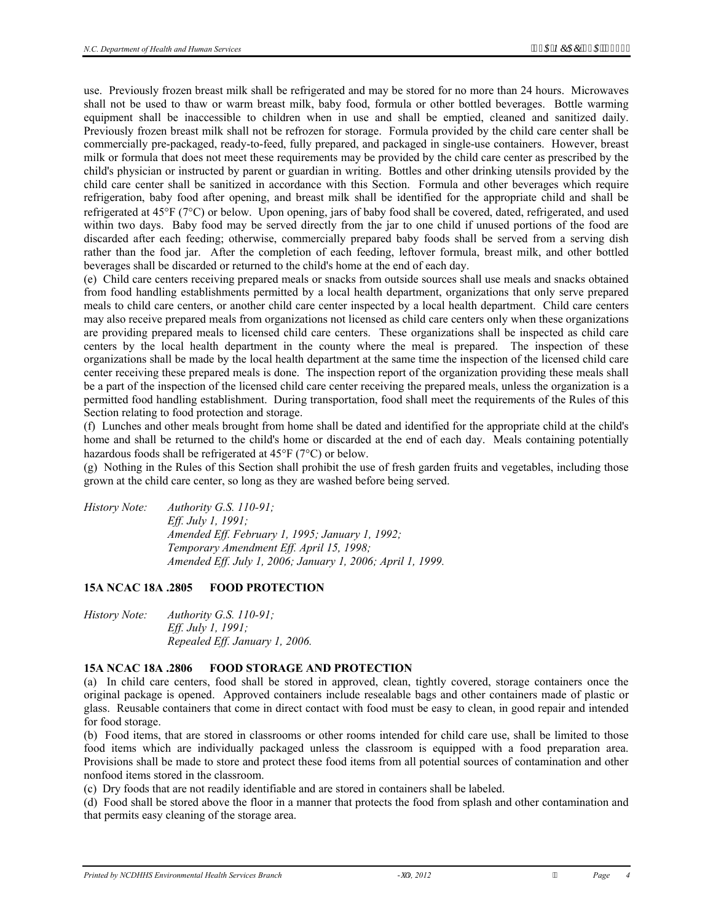use. Previously frozen breast milk shall be refrigerated and may be stored for no more than 24 hours. Microwaves shall not be used to thaw or warm breast milk, baby food, formula or other bottled beverages. Bottle warming equipment shall be inaccessible to children when in use and shall be emptied, cleaned and sanitized daily. Previously frozen breast milk shall not be refrozen for storage. Formula provided by the child care center shall be commercially pre-packaged, ready-to-feed, fully prepared, and packaged in single-use containers. However, breast milk or formula that does not meet these requirements may be provided by the child care center as prescribed by the child's physician or instructed by parent or guardian in writing. Bottles and other drinking utensils provided by the child care center shall be sanitized in accordance with this Section. Formula and other beverages which require refrigeration, baby food after opening, and breast milk shall be identified for the appropriate child and shall be refrigerated at 45°F (7°C) or below. Upon opening, jars of baby food shall be covered, dated, refrigerated, and used within two days. Baby food may be served directly from the jar to one child if unused portions of the food are discarded after each feeding; otherwise, commercially prepared baby foods shall be served from a serving dish rather than the food jar. After the completion of each feeding, leftover formula, breast milk, and other bottled beverages shall be discarded or returned to the child's home at the end of each day.

(e) Child care centers receiving prepared meals or snacks from outside sources shall use meals and snacks obtained from food handling establishments permitted by a local health department, organizations that only serve prepared meals to child care centers, or another child care center inspected by a local health department. Child care centers may also receive prepared meals from organizations not licensed as child care centers only when these organizations are providing prepared meals to licensed child care centers. These organizations shall be inspected as child care centers by the local health department in the county where the meal is prepared. The inspection of these organizations shall be made by the local health department at the same time the inspection of the licensed child care center receiving these prepared meals is done. The inspection report of the organization providing these meals shall be a part of the inspection of the licensed child care center receiving the prepared meals, unless the organization is a permitted food handling establishment. During transportation, food shall meet the requirements of the Rules of this Section relating to food protection and storage.

(f) Lunches and other meals brought from home shall be dated and identified for the appropriate child at the child's home and shall be returned to the child's home or discarded at the end of each day. Meals containing potentially hazardous foods shall be refrigerated at 45°F (7°C) or below.

(g) Nothing in the Rules of this Section shall prohibit the use of fresh garden fruits and vegetables, including those grown at the child care center, so long as they are washed before being served.

*History Note: Authority G.S. 110-91;*
*Eff. July 1, 1991;*
*Amended Eff. February 1, 1995; January 1, 1992;*
*Temporary Amendment Eff. April 15, 1998;*
*Amended Eff. July 1, 2006; January 1, 2006; April 1, 1999.*

**15A NCAC 18A .2805 FOOD PROTECTION**

*History Note: Authority G.S. 110-91;*
*Eff. July 1, 1991;*
*Repealed Eff. January 1, 2006.*

**15A NCAC 18A .2806 FOOD STORAGE AND PROTECTION**

(a) In child care centers, food shall be stored in approved, clean, tightly covered, storage containers once the original package is opened. Approved containers include resealable bags and other containers made of plastic or glass. Reusable containers that come in direct contact with food must be easy to clean, in good repair and intended for food storage.

(b) Food items, that are stored in classrooms or other rooms intended for child care use, shall be limited to those food items which are individually packaged unless the classroom is equipped with a food preparation area. Provisions shall be made to store and protect these food items from all potential sources of contamination and other nonfood items stored in the classroom.

(c) Dry foods that are not readily identifiable and are stored in containers shall be labeled.

(d) Food shall be stored above the floor in a manner that protects the food from splash and other contamination and that permits easy cleaning of the storage area.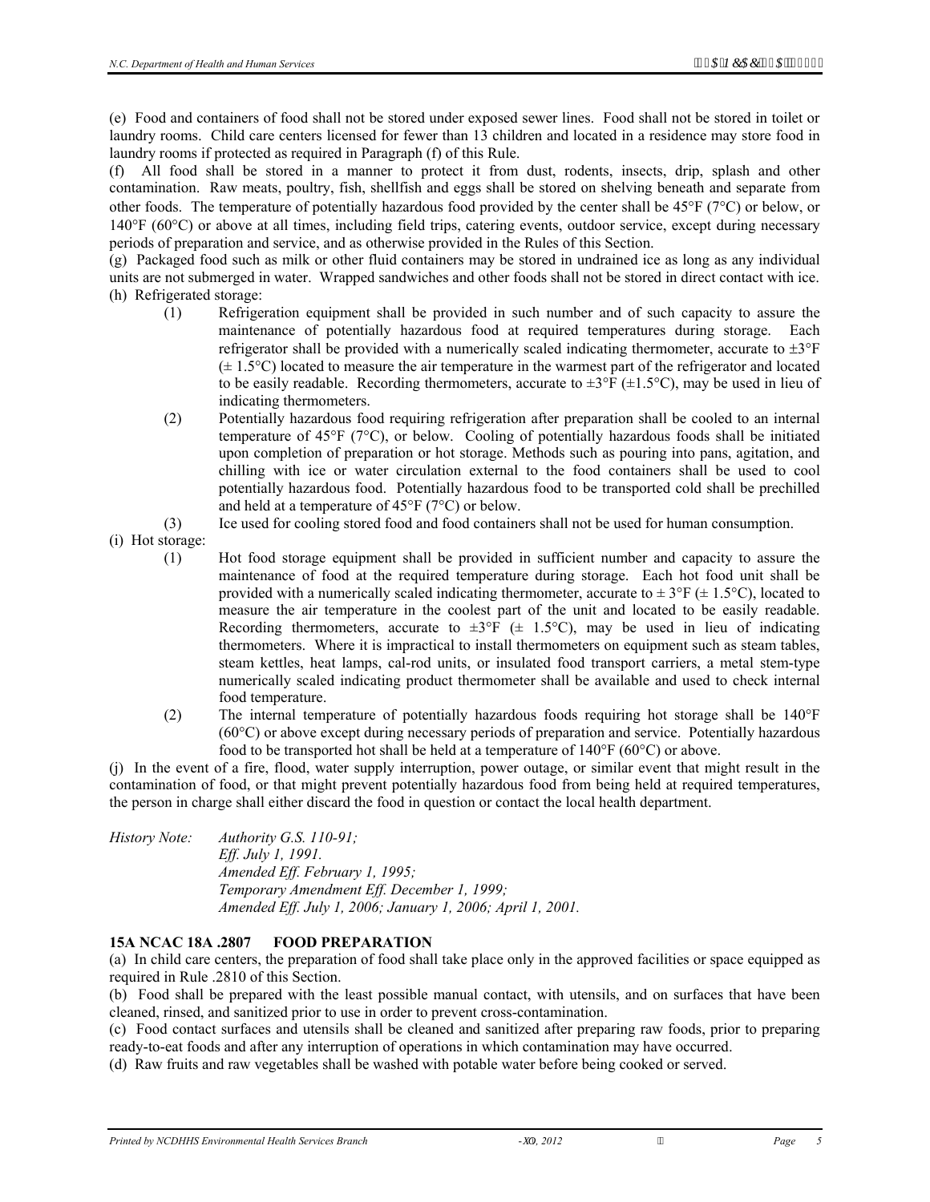(e) Food and containers of food shall not be stored under exposed sewer lines. Food shall not be stored in toilet or laundry rooms. Child care centers licensed for fewer than 13 children and located in a residence may store food in laundry rooms if protected as required in Paragraph (f) of this Rule.

(f) All food shall be stored in a manner to protect it from dust, rodents, insects, drip, splash and other contamination. Raw meats, poultry, fish, shellfish and eggs shall be stored on shelving beneath and separate from other foods. The temperature of potentially hazardous food provided by the center shall be 45°F (7°C) or below, or 140°F (60°C) or above at all times, including field trips, catering events, outdoor service, except during necessary periods of preparation and service, and as otherwise provided in the Rules of this Section.

(g) Packaged food such as milk or other fluid containers may be stored in undrained ice as long as any individual units are not submerged in water. Wrapped sandwiches and other foods shall not be stored in direct contact with ice.

(h) Refrigerated storage:

- (1) Refrigeration equipment shall be provided in such number and of such capacity to assure the maintenance of potentially hazardous food at required temperatures during storage. Each refrigerator shall be provided with a numerically scaled indicating thermometer, accurate to ±3°F (± 1.5°C) located to measure the air temperature in the warmest part of the refrigerator and located to be easily readable. Recording thermometers, accurate to ±3°F (±1.5°C), may be used in lieu of indicating thermometers.
- (2) Potentially hazardous food requiring refrigeration after preparation shall be cooled to an internal temperature of 45°F (7°C), or below. Cooling of potentially hazardous foods shall be initiated upon completion of preparation or hot storage. Methods such as pouring into pans, agitation, and chilling with ice or water circulation external to the food containers shall be used to cool potentially hazardous food. Potentially hazardous food to be transported cold shall be prechilled and held at a temperature of 45°F (7°C) or below.
- (3) Ice used for cooling stored food and food containers shall not be used for human consumption.

(i) Hot storage:

- (1) Hot food storage equipment shall be provided in sufficient number and capacity to assure the maintenance of food at the required temperature during storage. Each hot food unit shall be provided with a numerically scaled indicating thermometer, accurate to ± 3°F (± 1.5°C), located to measure the air temperature in the coolest part of the unit and located to be easily readable. Recording thermometers, accurate to ±3°F (± 1.5°C), may be used in lieu of indicating thermometers. Where it is impractical to install thermometers on equipment such as steam tables, steam kettles, heat lamps, cal-rod units, or insulated food transport carriers, a metal stem-type numerically scaled indicating product thermometer shall be available and used to check internal food temperature.
- (2) The internal temperature of potentially hazardous foods requiring hot storage shall be 140°F (60°C) or above except during necessary periods of preparation and service. Potentially hazardous food to be transported hot shall be held at a temperature of 140°F (60°C) or above.

(j) In the event of a fire, flood, water supply interruption, power outage, or similar event that might result in the contamination of food, or that might prevent potentially hazardous food from being held at required temperatures, the person in charge shall either discard the food in question or contact the local health department.

*History Note: Authority G.S. 110-91;*
*Eff. July 1, 1991.*
*Amended Eff. February 1, 1995;*
*Temporary Amendment Eff. December 1, 1999;*
*Amended Eff. July 1, 2006; January 1, 2006; April 1, 2001.*

**15A NCAC 18A .2807 FOOD PREPARATION**

(a) In child care centers, the preparation of food shall take place only in the approved facilities or space equipped as required in Rule .2810 of this Section.

(b) Food shall be prepared with the least possible manual contact, with utensils, and on surfaces that have been cleaned, rinsed, and sanitized prior to use in order to prevent cross-contamination.

(c) Food contact surfaces and utensils shall be cleaned and sanitized after preparing raw foods, prior to preparing ready-to-eat foods and after any interruption of operations in which contamination may have occurred.

(d) Raw fruits and raw vegetables shall be washed with potable water before being cooked or served.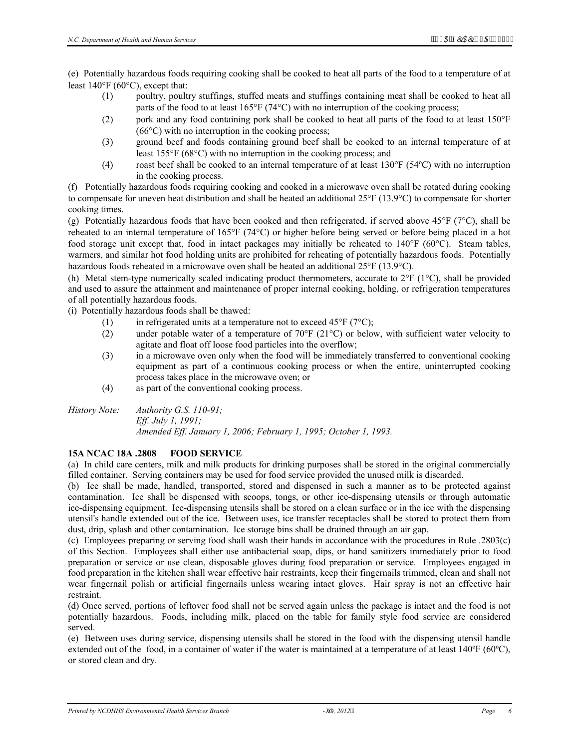(e) Potentially hazardous foods requiring cooking shall be cooked to heat all parts of the food to a temperature of at least 140°F (60°C), except that:

- (1) poultry, poultry stuffings, stuffed meats and stuffings containing meat shall be cooked to heat all parts of the food to at least 165°F (74°C) with no interruption of the cooking process;
- (2) pork and any food containing pork shall be cooked to heat all parts of the food to at least 150°F (66°C) with no interruption in the cooking process;
- (3) ground beef and foods containing ground beef shall be cooked to an internal temperature of at least 155°F (68°C) with no interruption in the cooking process; and
- (4) roast beef shall be cooked to an internal temperature of at least 130°F (54ºC) with no interruption in the cooking process.

(f) Potentially hazardous foods requiring cooking and cooked in a microwave oven shall be rotated during cooking to compensate for uneven heat distribution and shall be heated an additional 25°F (13.9°C) to compensate for shorter cooking times.

(g) Potentially hazardous foods that have been cooked and then refrigerated, if served above 45°F (7°C), shall be reheated to an internal temperature of 165°F (74°C) or higher before being served or before being placed in a hot food storage unit except that, food in intact packages may initially be reheated to 140°F (60°C). Steam tables, warmers, and similar hot food holding units are prohibited for reheating of potentially hazardous foods. Potentially hazardous foods reheated in a microwave oven shall be heated an additional 25°F (13.9°C).

(h) Metal stem-type numerically scaled indicating product thermometers, accurate to 2°F (1°C), shall be provided and used to assure the attainment and maintenance of proper internal cooking, holding, or refrigeration temperatures of all potentially hazardous foods.

(i) Potentially hazardous foods shall be thawed:

- (1) in refrigerated units at a temperature not to exceed 45°F (7°C);
- (2) under potable water of a temperature of 70°F (21°C) or below, with sufficient water velocity to agitate and float off loose food particles into the overflow;
- (3) in a microwave oven only when the food will be immediately transferred to conventional cooking equipment as part of a continuous cooking process or when the entire, uninterrupted cooking process takes place in the microwave oven; or
- (4) as part of the conventional cooking process.

*History Note: Authority G.S. 110-91;*
*Eff. July 1, 1991;*
*Amended Eff. January 1, 2006; February 1, 1995; October 1, 1993.*

**15A NCAC 18A .2808 FOOD SERVICE**

(a) In child care centers, milk and milk products for drinking purposes shall be stored in the original commercially filled container. Serving containers may be used for food service provided the unused milk is discarded.

(b) Ice shall be made, handled, transported, stored and dispensed in such a manner as to be protected against contamination. Ice shall be dispensed with scoops, tongs, or other ice-dispensing utensils or through automatic ice-dispensing equipment. Ice-dispensing utensils shall be stored on a clean surface or in the ice with the dispensing utensil's handle extended out of the ice. Between uses, ice transfer receptacles shall be stored to protect them from dust, drip, splash and other contamination. Ice storage bins shall be drained through an air gap.

(c) Employees preparing or serving food shall wash their hands in accordance with the procedures in Rule .2803(c) of this Section. Employees shall either use antibacterial soap, dips, or hand sanitizers immediately prior to food preparation or service or use clean, disposable gloves during food preparation or service. Employees engaged in food preparation in the kitchen shall wear effective hair restraints, keep their fingernails trimmed, clean and shall not wear fingernail polish or artificial fingernails unless wearing intact gloves. Hair spray is not an effective hair restraint.

(d) Once served, portions of leftover food shall not be served again unless the package is intact and the food is not potentially hazardous. Foods, including milk, placed on the table for family style food service are considered served.

(e) Between uses during service, dispensing utensils shall be stored in the food with the dispensing utensil handle extended out of the food, in a container of water if the water is maintained at a temperature of at least 140ºF (60ºC), or stored clean and dry.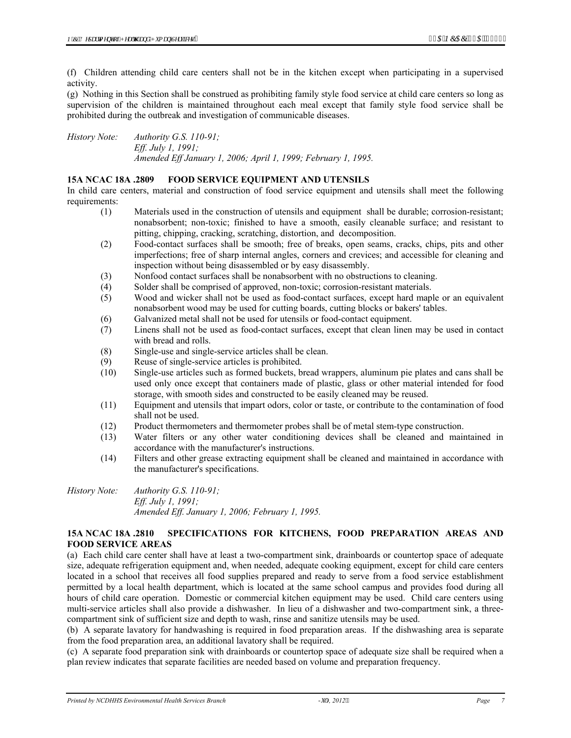(f) Children attending child care centers shall not be in the kitchen except when participating in a supervised activity.

(g) Nothing in this Section shall be construed as prohibiting family style food service at child care centers so long as supervision of the children is maintained throughout each meal except that family style food service shall be prohibited during the outbreak and investigation of communicable diseases.

*History Note: Authority G.S. 110-91;*
*Eff. July 1, 1991;*
*Amended Eff January 1, 2006; April 1, 1999; February 1, 1995.*

**15A NCAC 18A .2809 FOOD SERVICE EQUIPMENT AND UTENSILS**

In child care centers, material and construction of food service equipment and utensils shall meet the following requirements:

(1) Materials used in the construction of utensils and equipment shall be durable; corrosion-resistant; nonabsorbent; non-toxic; finished to have a smooth, easily cleanable surface; and resistant to pitting, chipping, cracking, scratching, distortion, and decomposition.

(2) Food-contact surfaces shall be smooth; free of breaks, open seams, cracks, chips, pits and other imperfections; free of sharp internal angles, corners and crevices; and accessible for cleaning and inspection without being disassembled or by easy disassembly.

(3) Nonfood contact surfaces shall be nonabsorbent with no obstructions to cleaning.

(4) Solder shall be comprised of approved, non-toxic; corrosion-resistant materials.

(5) Wood and wicker shall not be used as food-contact surfaces, except hard maple or an equivalent nonabsorbent wood may be used for cutting boards, cutting blocks or bakers' tables.

(6) Galvanized metal shall not be used for utensils or food-contact equipment.

(7) Linens shall not be used as food-contact surfaces, except that clean linen may be used in contact with bread and rolls.

(8) Single-use and single-service articles shall be clean.

(9) Reuse of single-service articles is prohibited.

(10) Single-use articles such as formed buckets, bread wrappers, aluminum pie plates and cans shall be used only once except that containers made of plastic, glass or other material intended for food storage, with smooth sides and constructed to be easily cleaned may be reused.

(11) Equipment and utensils that impart odors, color or taste, or contribute to the contamination of food shall not be used.

(12) Product thermometers and thermometer probes shall be of metal stem-type construction.

(13) Water filters or any other water conditioning devices shall be cleaned and maintained in accordance with the manufacturer's instructions.

(14) Filters and other grease extracting equipment shall be cleaned and maintained in accordance with the manufacturer's specifications.

*History Note: Authority G.S. 110-91;*
*Eff. July 1, 1991;*
*Amended Eff. January 1, 2006; February 1, 1995.*

**15A NCAC 18A .2810 SPECIFICATIONS FOR KITCHENS, FOOD PREPARATION AREAS AND FOOD SERVICE AREAS**

(a) Each child care center shall have at least a two-compartment sink, drainboards or countertop space of adequate size, adequate refrigeration equipment and, when needed, adequate cooking equipment, except for child care centers located in a school that receives all food supplies prepared and ready to serve from a food service establishment permitted by a local health department, which is located at the same school campus and provides food during all hours of child care operation. Domestic or commercial kitchen equipment may be used. Child care centers using multi-service articles shall also provide a dishwasher. In lieu of a dishwasher and two-compartment sink, a three-compartment sink of sufficient size and depth to wash, rinse and sanitize utensils may be used.

(b) A separate lavatory for handwashing is required in food preparation areas. If the dishwashing area is separate from the food preparation area, an additional lavatory shall be required.

(c) A separate food preparation sink with drainboards or countertop space of adequate size shall be required when a plan review indicates that separate facilities are needed based on volume and preparation frequency.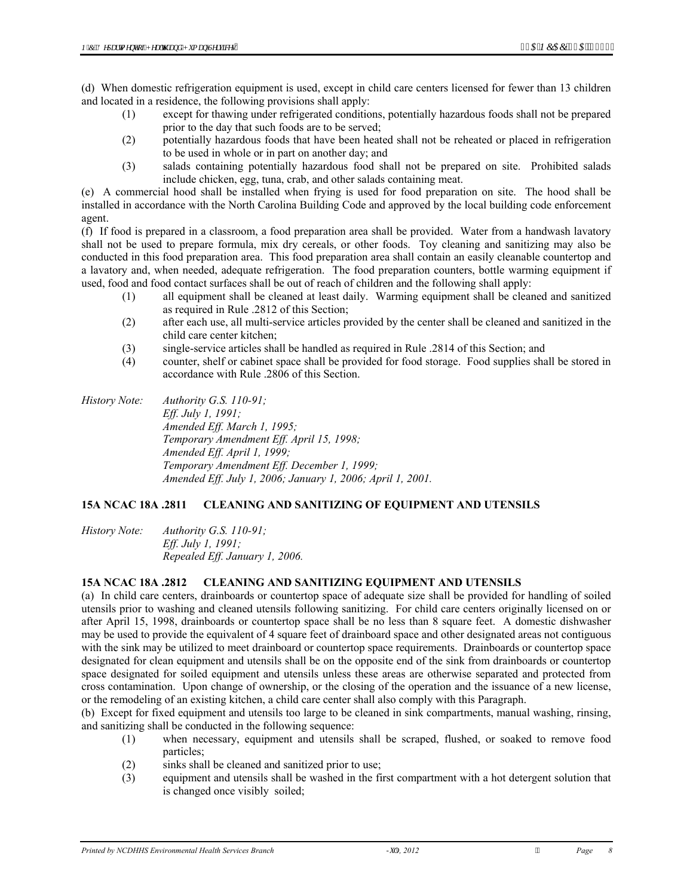(d) When domestic refrigeration equipment is used, except in child care centers licensed for fewer than 13 children and located in a residence, the following provisions shall apply:

- (1) except for thawing under refrigerated conditions, potentially hazardous foods shall not be prepared prior to the day that such foods are to be served;
- (2) potentially hazardous foods that have been heated shall not be reheated or placed in refrigeration to be used in whole or in part on another day; and
- (3) salads containing potentially hazardous food shall not be prepared on site. Prohibited salads include chicken, egg, tuna, crab, and other salads containing meat.

(e) A commercial hood shall be installed when frying is used for food preparation on site. The hood shall be installed in accordance with the North Carolina Building Code and approved by the local building code enforcement agent.

(f) If food is prepared in a classroom, a food preparation area shall be provided. Water from a handwash lavatory shall not be used to prepare formula, mix dry cereals, or other foods. Toy cleaning and sanitizing may also be conducted in this food preparation area. This food preparation area shall contain an easily cleanable countertop and a lavatory and, when needed, adequate refrigeration. The food preparation counters, bottle warming equipment if used, food and food contact surfaces shall be out of reach of children and the following shall apply:

- (1) all equipment shall be cleaned at least daily. Warming equipment shall be cleaned and sanitized as required in Rule .2812 of this Section;
- (2) after each use, all multi-service articles provided by the center shall be cleaned and sanitized in the child care center kitchen;
- (3) single-service articles shall be handled as required in Rule .2814 of this Section; and
- (4) counter, shelf or cabinet space shall be provided for food storage. Food supplies shall be stored in accordance with Rule .2806 of this Section.

*History Note: Authority G.S. 110-91;*
*Eff. July 1, 1991;*
*Amended Eff. March 1, 1995;*
*Temporary Amendment Eff. April 15, 1998;*
*Amended Eff. April 1, 1999;*
*Temporary Amendment Eff. December 1, 1999;*
*Amended Eff. July 1, 2006; January 1, 2006; April 1, 2001.*

## 15A NCAC 18A .2811 CLEANING AND SANITIZING OF EQUIPMENT AND UTENSILS

*History Note: Authority G.S. 110-91;*
*Eff. July 1, 1991;*
*Repealed Eff. January 1, 2006.*

## 15A NCAC 18A .2812 CLEANING AND SANITIZING EQUIPMENT AND UTENSILS

(a) In child care centers, drainboards or countertop space of adequate size shall be provided for handling of soiled utensils prior to washing and cleaned utensils following sanitizing. For child care centers originally licensed on or after April 15, 1998, drainboards or countertop space shall be no less than 8 square feet. A domestic dishwasher may be used to provide the equivalent of 4 square feet of drainboard space and other designated areas not contiguous with the sink may be utilized to meet drainboard or countertop space requirements. Drainboards or countertop space designated for clean equipment and utensils shall be on the opposite end of the sink from drainboards or countertop space designated for soiled equipment and utensils unless these areas are otherwise separated and protected from cross contamination. Upon change of ownership, or the closing of the operation and the issuance of a new license, or the remodeling of an existing kitchen, a child care center shall also comply with this Paragraph.

(b) Except for fixed equipment and utensils too large to be cleaned in sink compartments, manual washing, rinsing, and sanitizing shall be conducted in the following sequence:

- (1) when necessary, equipment and utensils shall be scraped, flushed, or soaked to remove food particles;
- (2) sinks shall be cleaned and sanitized prior to use;
- (3) equipment and utensils shall be washed in the first compartment with a hot detergent solution that is changed once visibly soiled;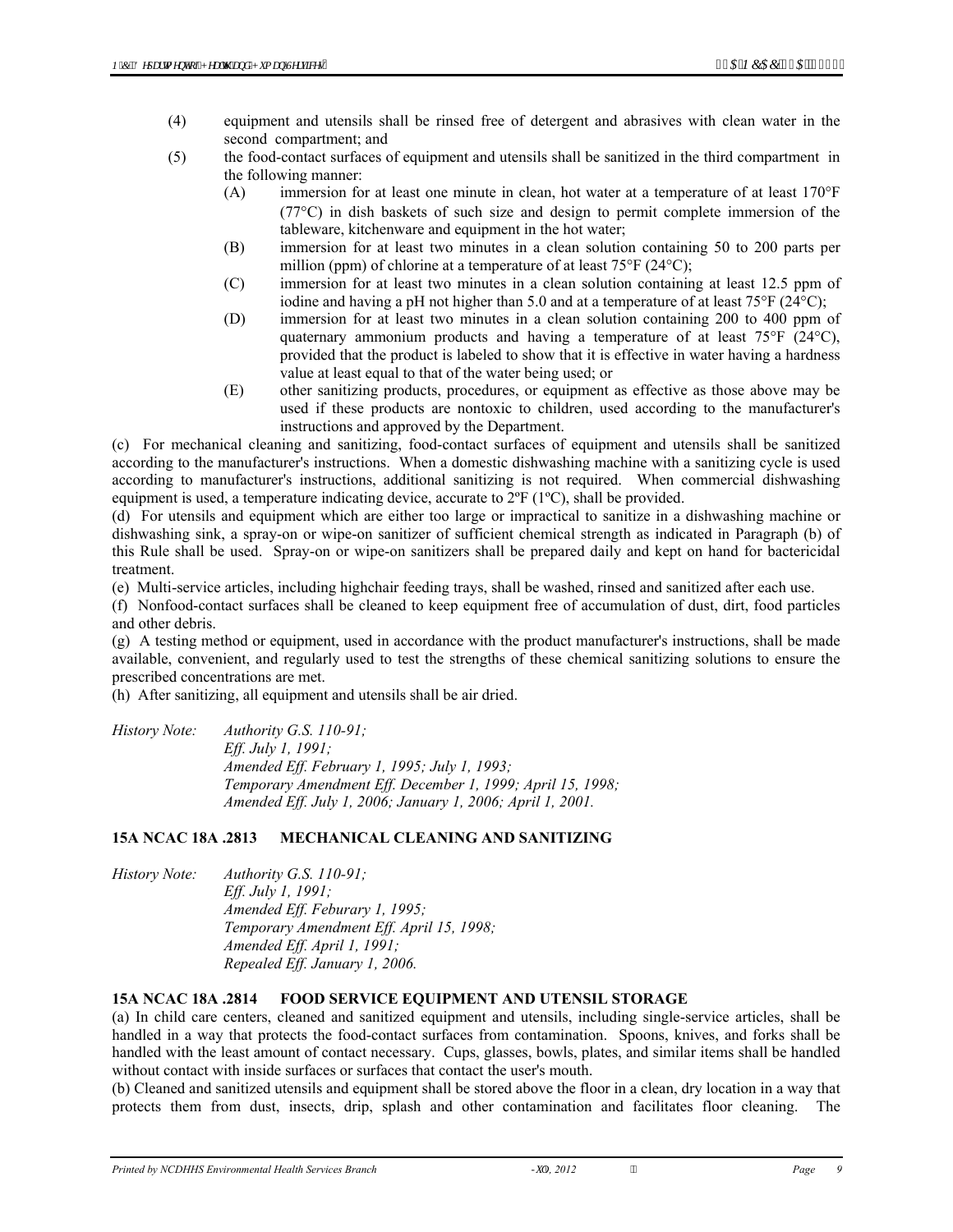(4) equipment and utensils shall be rinsed free of detergent and abrasives with clean water in the second compartment; and

(5) the food-contact surfaces of equipment and utensils shall be sanitized in the third compartment in the following manner:

(A) immersion for at least one minute in clean, hot water at a temperature of at least 170°F (77°C) in dish baskets of such size and design to permit complete immersion of the tableware, kitchenware and equipment in the hot water;

(B) immersion for at least two minutes in a clean solution containing 50 to 200 parts per million (ppm) of chlorine at a temperature of at least 75°F (24°C);

(C) immersion for at least two minutes in a clean solution containing at least 12.5 ppm of iodine and having a pH not higher than 5.0 and at a temperature of at least 75°F (24°C);

(D) immersion for at least two minutes in a clean solution containing 200 to 400 ppm of quaternary ammonium products and having a temperature of at least 75°F (24°C), provided that the product is labeled to show that it is effective in water having a hardness value at least equal to that of the water being used; or

(E) other sanitizing products, procedures, or equipment as effective as those above may be used if these products are nontoxic to children, used according to the manufacturer's instructions and approved by the Department.

(c) For mechanical cleaning and sanitizing, food-contact surfaces of equipment and utensils shall be sanitized according to the manufacturer's instructions. When a domestic dishwashing machine with a sanitizing cycle is used according to manufacturer's instructions, additional sanitizing is not required. When commercial dishwashing equipment is used, a temperature indicating device, accurate to 2ºF (1ºC), shall be provided.

(d) For utensils and equipment which are either too large or impractical to sanitize in a dishwashing machine or dishwashing sink, a spray-on or wipe-on sanitizer of sufficient chemical strength as indicated in Paragraph (b) of this Rule shall be used. Spray-on or wipe-on sanitizers shall be prepared daily and kept on hand for bactericidal treatment.

(e) Multi-service articles, including highchair feeding trays, shall be washed, rinsed and sanitized after each use.

(f) Nonfood-contact surfaces shall be cleaned to keep equipment free of accumulation of dust, dirt, food particles and other debris.

(g) A testing method or equipment, used in accordance with the product manufacturer's instructions, shall be made available, convenient, and regularly used to test the strengths of these chemical sanitizing solutions to ensure the prescribed concentrations are met.

(h) After sanitizing, all equipment and utensils shall be air dried.

*History Note: Authority G.S. 110-91;*
*Eff. July 1, 1991;*
*Amended Eff. February 1, 1995; July 1, 1993;*
*Temporary Amendment Eff. December 1, 1999; April 15, 1998;*
*Amended Eff. July 1, 2006; January 1, 2006; April 1, 2001.*

### 15A NCAC 18A .2813 MECHANICAL CLEANING AND SANITIZING

*History Note: Authority G.S. 110-91;*
*Eff. July 1, 1991;*
*Amended Eff. Feburary 1, 1995;*
*Temporary Amendment Eff. April 15, 1998;*
*Amended Eff. April 1, 1991;*
*Repealed Eff. January 1, 2006.*

### 15A NCAC 18A .2814 FOOD SERVICE EQUIPMENT AND UTENSIL STORAGE

(a) In child care centers, cleaned and sanitized equipment and utensils, including single-service articles, shall be handled in a way that protects the food-contact surfaces from contamination. Spoons, knives, and forks shall be handled with the least amount of contact necessary. Cups, glasses, bowls, plates, and similar items shall be handled without contact with inside surfaces or surfaces that contact the user's mouth.

(b) Cleaned and sanitized utensils and equipment shall be stored above the floor in a clean, dry location in a way that protects them from dust, insects, drip, splash and other contamination and facilitates floor cleaning. The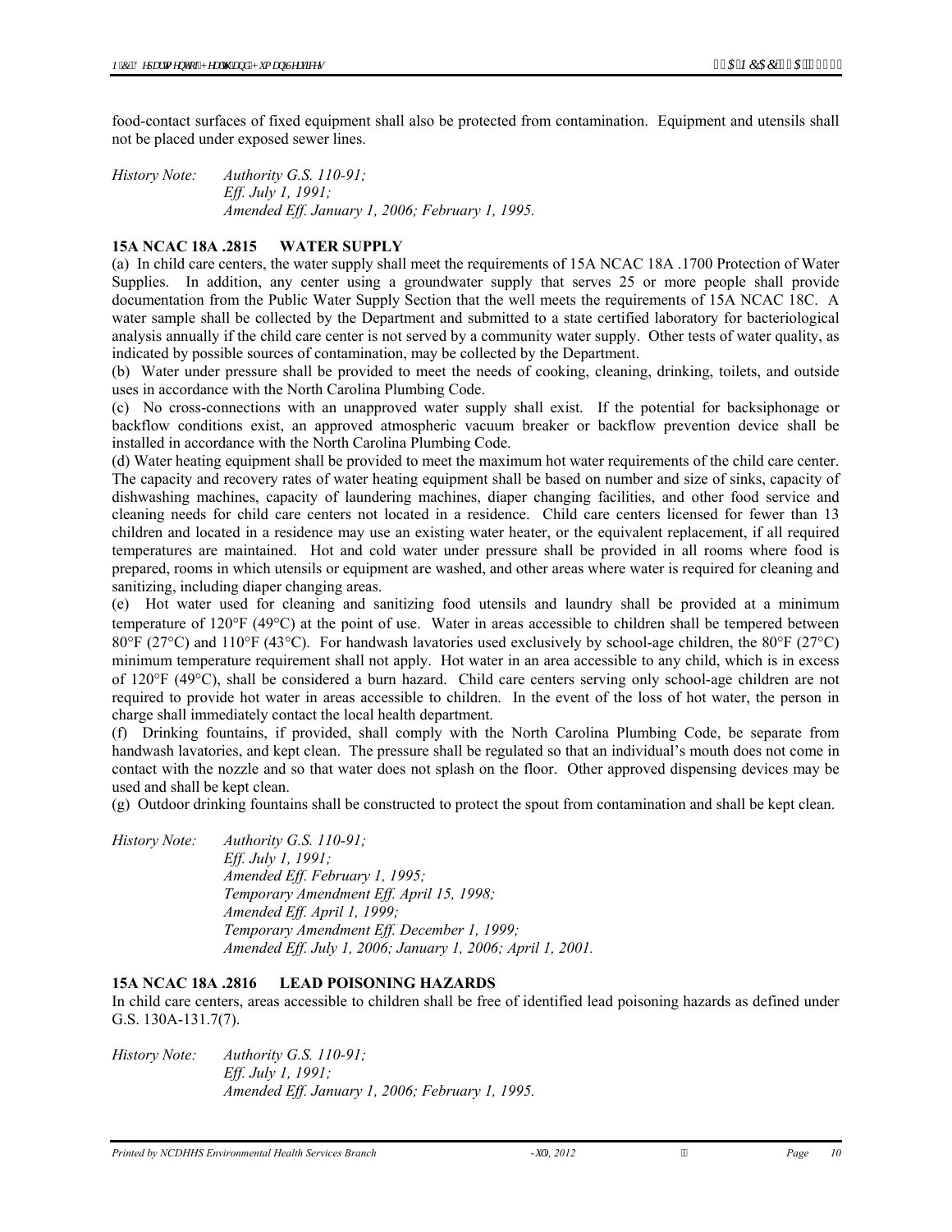food-contact surfaces of fixed equipment shall also be protected from contamination. Equipment and utensils shall not be placed under exposed sewer lines.

*History Note: Authority G.S. 110-91;*
*Eff. July 1, 1991;*
*Amended Eff. January 1, 2006; February 1, 1995.*

**15A NCAC 18A .2815 WATER SUPPLY**

(a) In child care centers, the water supply shall meet the requirements of 15A NCAC 18A .1700 Protection of Water Supplies. In addition, any center using a groundwater supply that serves 25 or more people shall provide documentation from the Public Water Supply Section that the well meets the requirements of 15A NCAC 18C. A water sample shall be collected by the Department and submitted to a state certified laboratory for bacteriological analysis annually if the child care center is not served by a community water supply. Other tests of water quality, as indicated by possible sources of contamination, may be collected by the Department.

(b) Water under pressure shall be provided to meet the needs of cooking, cleaning, drinking, toilets, and outside uses in accordance with the North Carolina Plumbing Code.

(c) No cross-connections with an unapproved water supply shall exist. If the potential for backsiphonage or backflow conditions exist, an approved atmospheric vacuum breaker or backflow prevention device shall be installed in accordance with the North Carolina Plumbing Code.

(d) Water heating equipment shall be provided to meet the maximum hot water requirements of the child care center. The capacity and recovery rates of water heating equipment shall be based on number and size of sinks, capacity of dishwashing machines, capacity of laundering machines, diaper changing facilities, and other food service and cleaning needs for child care centers not located in a residence. Child care centers licensed for fewer than 13 children and located in a residence may use an existing water heater, or the equivalent replacement, if all required temperatures are maintained. Hot and cold water under pressure shall be provided in all rooms where food is prepared, rooms in which utensils or equipment are washed, and other areas where water is required for cleaning and sanitizing, including diaper changing areas.

(e) Hot water used for cleaning and sanitizing food utensils and laundry shall be provided at a minimum temperature of 120°F (49°C) at the point of use. Water in areas accessible to children shall be tempered between 80°F (27°C) and 110°F (43°C). For handwash lavatories used exclusively by school-age children, the 80°F (27°C) minimum temperature requirement shall not apply. Hot water in an area accessible to any child, which is in excess of 120°F (49°C), shall be considered a burn hazard. Child care centers serving only school-age children are not required to provide hot water in areas accessible to children. In the event of the loss of hot water, the person in charge shall immediately contact the local health department.

(f) Drinking fountains, if provided, shall comply with the North Carolina Plumbing Code, be separate from handwash lavatories, and kept clean. The pressure shall be regulated so that an individual's mouth does not come in contact with the nozzle and so that water does not splash on the floor. Other approved dispensing devices may be used and shall be kept clean.

(g) Outdoor drinking fountains shall be constructed to protect the spout from contamination and shall be kept clean.

*History Note: Authority G.S. 110-91;*
*Eff. July 1, 1991;*
*Amended Eff. February 1, 1995;*
*Temporary Amendment Eff. April 15, 1998;*
*Amended Eff. April 1, 1999;*
*Temporary Amendment Eff. December 1, 1999;*
*Amended Eff. July 1, 2006; January 1, 2006; April 1, 2001.*

**15A NCAC 18A .2816 LEAD POISONING HAZARDS**

In child care centers, areas accessible to children shall be free of identified lead poisoning hazards as defined under G.S. 130A-131.7(7).

*History Note: Authority G.S. 110-91;*
*Eff. July 1, 1991;*
*Amended Eff. January 1, 2006; February 1, 1995.*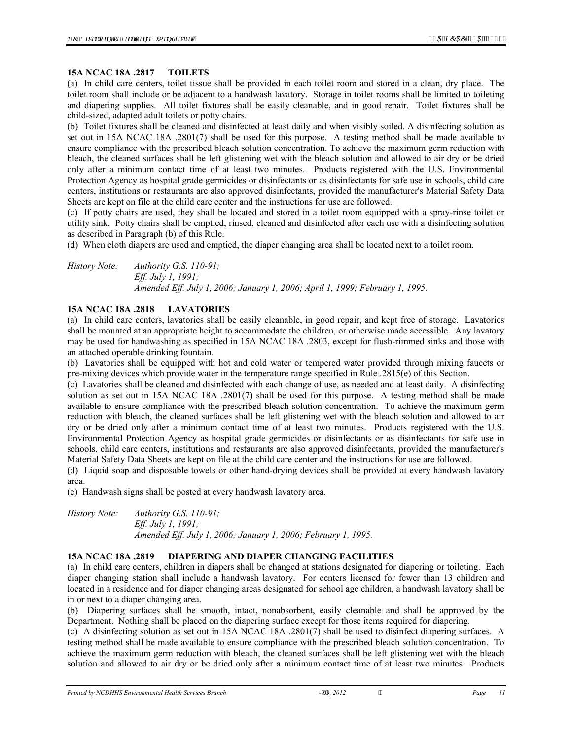### 15A NCAC 18A .2817 TOILETS

(a) In child care centers, toilet tissue shall be provided in each toilet room and stored in a clean, dry place. The toilet room shall include or be adjacent to a handwash lavatory. Storage in toilet rooms shall be limited to toileting and diapering supplies. All toilet fixtures shall be easily cleanable, and in good repair. Toilet fixtures shall be child-sized, adapted adult toilets or potty chairs.

(b) Toilet fixtures shall be cleaned and disinfected at least daily and when visibly soiled. A disinfecting solution as set out in 15A NCAC 18A .2801(7) shall be used for this purpose. A testing method shall be made available to ensure compliance with the prescribed bleach solution concentration. To achieve the maximum germ reduction with bleach, the cleaned surfaces shall be left glistening wet with the bleach solution and allowed to air dry or be dried only after a minimum contact time of at least two minutes. Products registered with the U.S. Environmental Protection Agency as hospital grade germicides or disinfectants or as disinfectants for safe use in schools, child care centers, institutions or restaurants are also approved disinfectants, provided the manufacturer's Material Safety Data Sheets are kept on file at the child care center and the instructions for use are followed.

(c) If potty chairs are used, they shall be located and stored in a toilet room equipped with a spray-rinse toilet or utility sink. Potty chairs shall be emptied, rinsed, cleaned and disinfected after each use with a disinfecting solution as described in Paragraph (b) of this Rule.

(d) When cloth diapers are used and emptied, the diaper changing area shall be located next to a toilet room.

*History Note: Authority G.S. 110-91;*
*Eff. July 1, 1991;*
*Amended Eff. July 1, 2006; January 1, 2006; April 1, 1999; February 1, 1995.*

### 15A NCAC 18A .2818 LAVATORIES

(a) In child care centers, lavatories shall be easily cleanable, in good repair, and kept free of storage. Lavatories shall be mounted at an appropriate height to accommodate the children, or otherwise made accessible. Any lavatory may be used for handwashing as specified in 15A NCAC 18A .2803, except for flush-rimmed sinks and those with an attached operable drinking fountain.

(b) Lavatories shall be equipped with hot and cold water or tempered water provided through mixing faucets or pre-mixing devices which provide water in the temperature range specified in Rule .2815(e) of this Section.

(c) Lavatories shall be cleaned and disinfected with each change of use, as needed and at least daily. A disinfecting solution as set out in 15A NCAC 18A .2801(7) shall be used for this purpose. A testing method shall be made available to ensure compliance with the prescribed bleach solution concentration. To achieve the maximum germ reduction with bleach, the cleaned surfaces shall be left glistening wet with the bleach solution and allowed to air dry or be dried only after a minimum contact time of at least two minutes. Products registered with the U.S. Environmental Protection Agency as hospital grade germicides or disinfectants or as disinfectants for safe use in schools, child care centers, institutions and restaurants are also approved disinfectants, provided the manufacturer's Material Safety Data Sheets are kept on file at the child care center and the instructions for use are followed.

(d) Liquid soap and disposable towels or other hand-drying devices shall be provided at every handwash lavatory area.

(e) Handwash signs shall be posted at every handwash lavatory area.

*History Note: Authority G.S. 110-91;*
*Eff. July 1, 1991;*
*Amended Eff. July 1, 2006; January 1, 2006; February 1, 1995.*

### 15A NCAC 18A .2819 DIAPERING AND DIAPER CHANGING FACILITIES

(a) In child care centers, children in diapers shall be changed at stations designated for diapering or toileting. Each diaper changing station shall include a handwash lavatory. For centers licensed for fewer than 13 children and located in a residence and for diaper changing areas designated for school age children, a handwash lavatory shall be in or next to a diaper changing area.

(b) Diapering surfaces shall be smooth, intact, nonabsorbent, easily cleanable and shall be approved by the Department. Nothing shall be placed on the diapering surface except for those items required for diapering.

(c) A disinfecting solution as set out in 15A NCAC 18A .2801(7) shall be used to disinfect diapering surfaces. A testing method shall be made available to ensure compliance with the prescribed bleach solution concentration. To achieve the maximum germ reduction with bleach, the cleaned surfaces shall be left glistening wet with the bleach solution and allowed to air dry or be dried only after a minimum contact time of at least two minutes. Products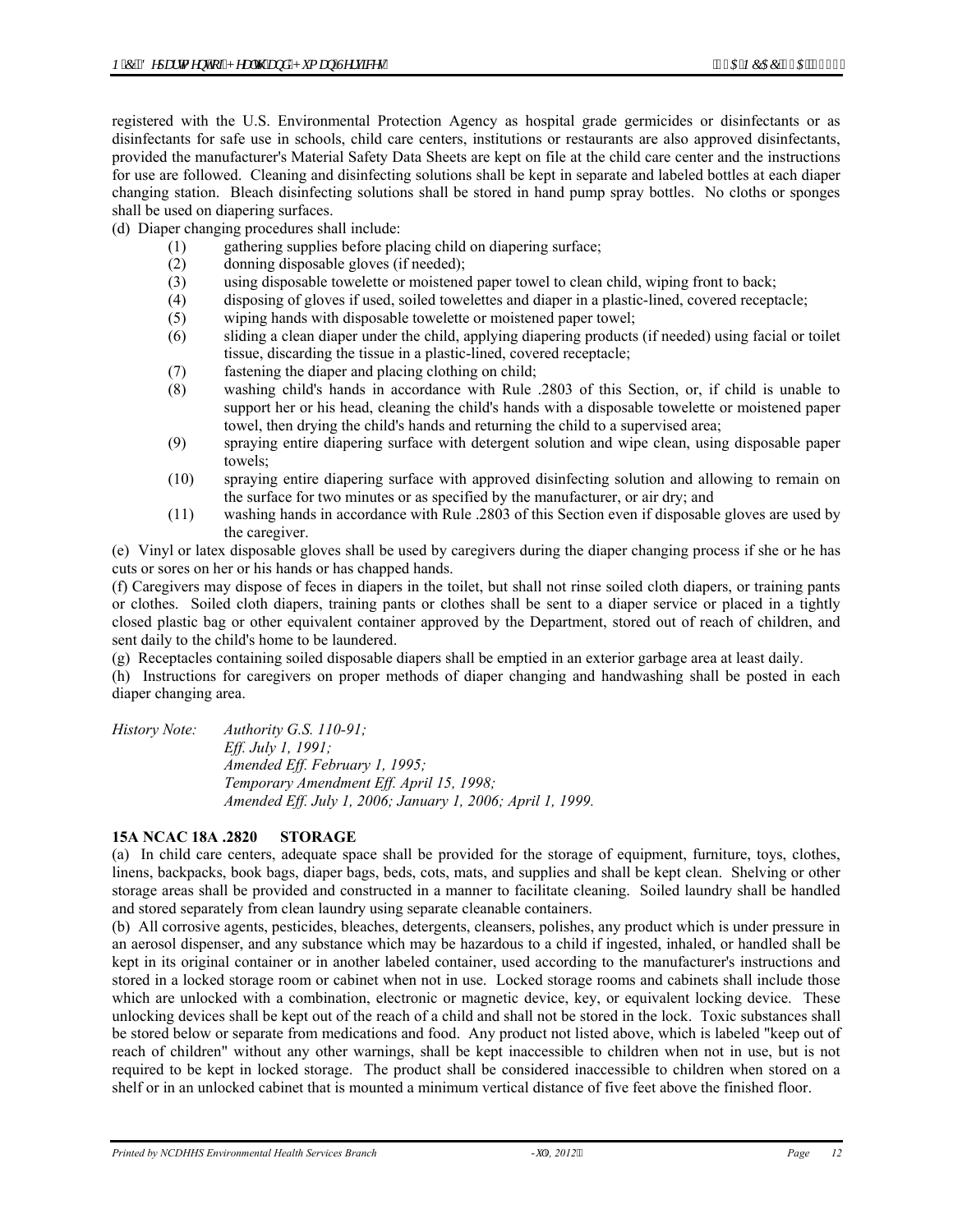registered with the U.S. Environmental Protection Agency as hospital grade germicides or disinfectants or as disinfectants for safe use in schools, child care centers, institutions or restaurants are also approved disinfectants, provided the manufacturer's Material Safety Data Sheets are kept on file at the child care center and the instructions for use are followed. Cleaning and disinfecting solutions shall be kept in separate and labeled bottles at each diaper changing station. Bleach disinfecting solutions shall be stored in hand pump spray bottles. No cloths or sponges shall be used on diapering surfaces.

(d) Diaper changing procedures shall include:

- (1) gathering supplies before placing child on diapering surface;
- (2) donning disposable gloves (if needed);
- (3) using disposable towelette or moistened paper towel to clean child, wiping front to back;
- (4) disposing of gloves if used, soiled towelettes and diaper in a plastic-lined, covered receptacle;
- (5) wiping hands with disposable towelette or moistened paper towel;
- (6) sliding a clean diaper under the child, applying diapering products (if needed) using facial or toilet tissue, discarding the tissue in a plastic-lined, covered receptacle;
- (7) fastening the diaper and placing clothing on child;
- (8) washing child's hands in accordance with Rule .2803 of this Section, or, if child is unable to support her or his head, cleaning the child's hands with a disposable towelette or moistened paper towel, then drying the child's hands and returning the child to a supervised area;
- (9) spraying entire diapering surface with detergent solution and wipe clean, using disposable paper towels;
- (10) spraying entire diapering surface with approved disinfecting solution and allowing to remain on the surface for two minutes or as specified by the manufacturer, or air dry; and
- (11) washing hands in accordance with Rule .2803 of this Section even if disposable gloves are used by the caregiver.

(e) Vinyl or latex disposable gloves shall be used by caregivers during the diaper changing process if she or he has cuts or sores on her or his hands or has chapped hands.

(f) Caregivers may dispose of feces in diapers in the toilet, but shall not rinse soiled cloth diapers, or training pants or clothes. Soiled cloth diapers, training pants or clothes shall be sent to a diaper service or placed in a tightly closed plastic bag or other equivalent container approved by the Department, stored out of reach of children, and sent daily to the child's home to be laundered.

(g) Receptacles containing soiled disposable diapers shall be emptied in an exterior garbage area at least daily.

(h) Instructions for caregivers on proper methods of diaper changing and handwashing shall be posted in each diaper changing area.

*History Note: Authority G.S. 110-91;*
*Eff. July 1, 1991;*
*Amended Eff. February 1, 1995;*
*Temporary Amendment Eff. April 15, 1998;*
*Amended Eff. July 1, 2006; January 1, 2006; April 1, 1999.*

**15A NCAC 18A .2820 STORAGE**

(a) In child care centers, adequate space shall be provided for the storage of equipment, furniture, toys, clothes, linens, backpacks, book bags, diaper bags, beds, cots, mats, and supplies and shall be kept clean. Shelving or other storage areas shall be provided and constructed in a manner to facilitate cleaning. Soiled laundry shall be handled and stored separately from clean laundry using separate cleanable containers.

(b) All corrosive agents, pesticides, bleaches, detergents, cleansers, polishes, any product which is under pressure in an aerosol dispenser, and any substance which may be hazardous to a child if ingested, inhaled, or handled shall be kept in its original container or in another labeled container, used according to the manufacturer's instructions and stored in a locked storage room or cabinet when not in use. Locked storage rooms and cabinets shall include those which are unlocked with a combination, electronic or magnetic device, key, or equivalent locking device. These unlocking devices shall be kept out of the reach of a child and shall not be stored in the lock. Toxic substances shall be stored below or separate from medications and food. Any product not listed above, which is labeled "keep out of reach of children" without any other warnings, shall be kept inaccessible to children when not in use, but is not required to be kept in locked storage. The product shall be considered inaccessible to children when stored on a shelf or in an unlocked cabinet that is mounted a minimum vertical distance of five feet above the finished floor.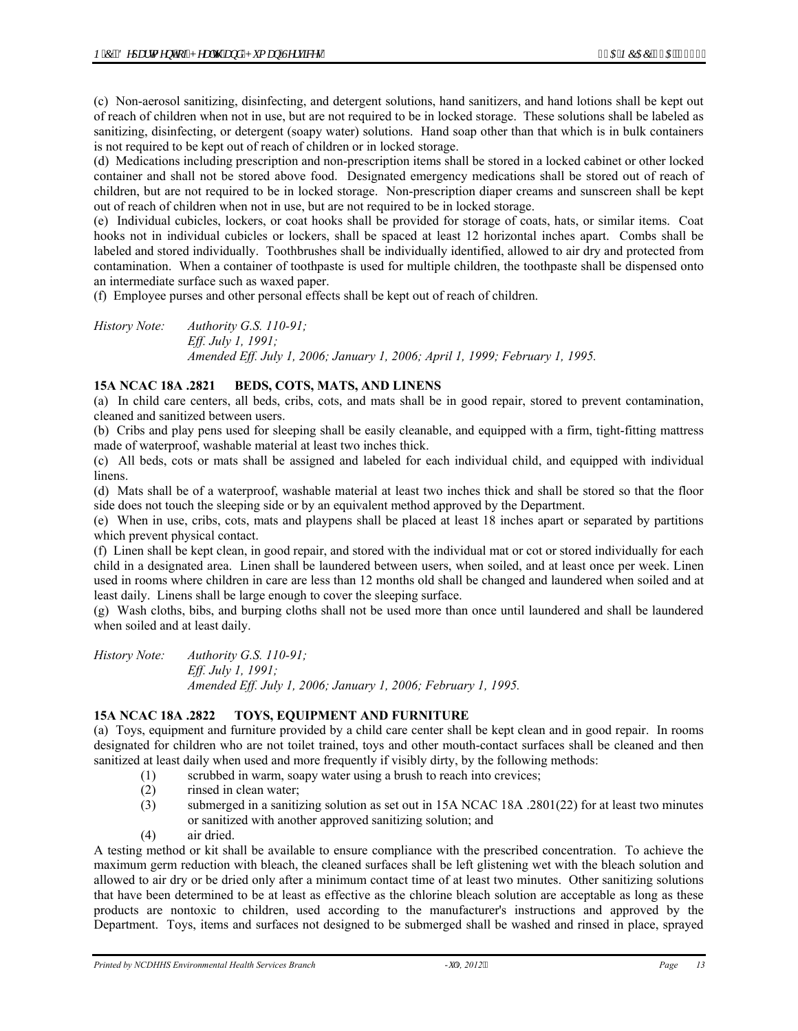(c) Non-aerosol sanitizing, disinfecting, and detergent solutions, hand sanitizers, and hand lotions shall be kept out of reach of children when not in use, but are not required to be in locked storage. These solutions shall be labeled as sanitizing, disinfecting, or detergent (soapy water) solutions. Hand soap other than that which is in bulk containers is not required to be kept out of reach of children or in locked storage.

(d) Medications including prescription and non-prescription items shall be stored in a locked cabinet or other locked container and shall not be stored above food. Designated emergency medications shall be stored out of reach of children, but are not required to be in locked storage. Non-prescription diaper creams and sunscreen shall be kept out of reach of children when not in use, but are not required to be in locked storage.

(e) Individual cubicles, lockers, or coat hooks shall be provided for storage of coats, hats, or similar items. Coat hooks not in individual cubicles or lockers, shall be spaced at least 12 horizontal inches apart. Combs shall be labeled and stored individually. Toothbrushes shall be individually identified, allowed to air dry and protected from contamination. When a container of toothpaste is used for multiple children, the toothpaste shall be dispensed onto an intermediate surface such as waxed paper.

(f) Employee purses and other personal effects shall be kept out of reach of children.

*History Note: Authority G.S. 110-91;*
*Eff. July 1, 1991;*
*Amended Eff. July 1, 2006; January 1, 2006; April 1, 1999; February 1, 1995.*

**15A NCAC 18A .2821 BEDS, COTS, MATS, AND LINENS**

(a) In child care centers, all beds, cribs, cots, and mats shall be in good repair, stored to prevent contamination, cleaned and sanitized between users.

(b) Cribs and play pens used for sleeping shall be easily cleanable, and equipped with a firm, tight-fitting mattress made of waterproof, washable material at least two inches thick.

(c) All beds, cots or mats shall be assigned and labeled for each individual child, and equipped with individual linens.

(d) Mats shall be of a waterproof, washable material at least two inches thick and shall be stored so that the floor side does not touch the sleeping side or by an equivalent method approved by the Department.

(e) When in use, cribs, cots, mats and playpens shall be placed at least 18 inches apart or separated by partitions which prevent physical contact.

(f) Linen shall be kept clean, in good repair, and stored with the individual mat or cot or stored individually for each child in a designated area. Linen shall be laundered between users, when soiled, and at least once per week. Linen used in rooms where children in care are less than 12 months old shall be changed and laundered when soiled and at least daily. Linens shall be large enough to cover the sleeping surface.

(g) Wash cloths, bibs, and burping cloths shall not be used more than once until laundered and shall be laundered when soiled and at least daily.

*History Note: Authority G.S. 110-91;*
*Eff. July 1, 1991;*
*Amended Eff. July 1, 2006; January 1, 2006; February 1, 1995.*

**15A NCAC 18A .2822 TOYS, EQUIPMENT AND FURNITURE**

(a) Toys, equipment and furniture provided by a child care center shall be kept clean and in good repair. In rooms designated for children who are not toilet trained, toys and other mouth-contact surfaces shall be cleaned and then sanitized at least daily when used and more frequently if visibly dirty, by the following methods:

(1) scrubbed in warm, soapy water using a brush to reach into crevices;
(2) rinsed in clean water;
(3) submerged in a sanitizing solution as set out in 15A NCAC 18A .2801(22) for at least two minutes or sanitized with another approved sanitizing solution; and
(4) air dried.

A testing method or kit shall be available to ensure compliance with the prescribed concentration. To achieve the maximum germ reduction with bleach, the cleaned surfaces shall be left glistening wet with the bleach solution and allowed to air dry or be dried only after a minimum contact time of at least two minutes. Other sanitizing solutions that have been determined to be at least as effective as the chlorine bleach solution are acceptable as long as these products are nontoxic to children, used according to the manufacturer's instructions and approved by the Department. Toys, items and surfaces not designed to be submerged shall be washed and rinsed in place, sprayed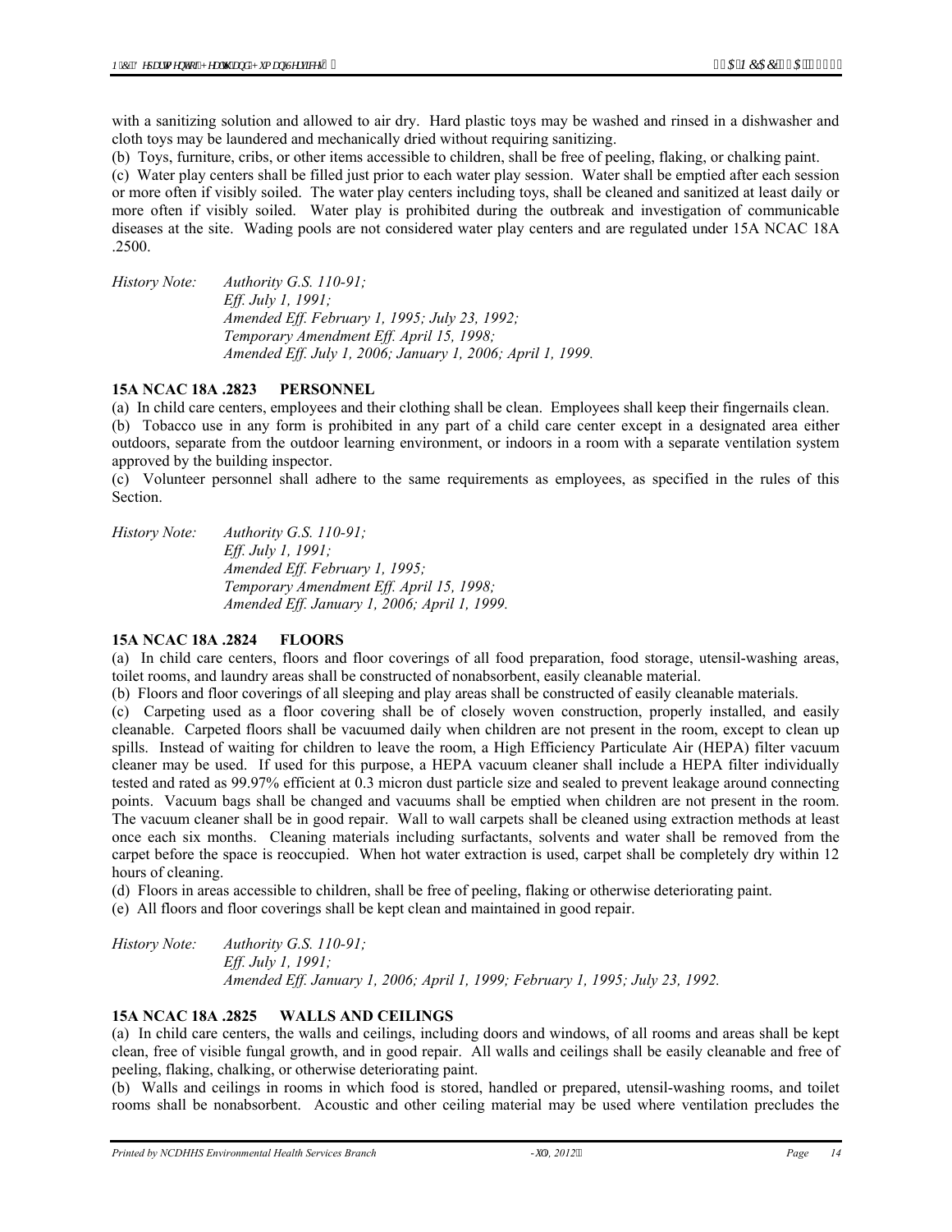with a sanitizing solution and allowed to air dry. Hard plastic toys may be washed and rinsed in a dishwasher and cloth toys may be laundered and mechanically dried without requiring sanitizing.

(b) Toys, furniture, cribs, or other items accessible to children, shall be free of peeling, flaking, or chalking paint.

(c) Water play centers shall be filled just prior to each water play session. Water shall be emptied after each session or more often if visibly soiled. The water play centers including toys, shall be cleaned and sanitized at least daily or more often if visibly soiled. Water play is prohibited during the outbreak and investigation of communicable diseases at the site. Wading pools are not considered water play centers and are regulated under 15A NCAC 18A .2500.

*History Note: Authority G.S. 110-91;*
*Eff. July 1, 1991;*
*Amended Eff. February 1, 1995; July 23, 1992;*
*Temporary Amendment Eff. April 15, 1998;*
*Amended Eff. July 1, 2006; January 1, 2006; April 1, 1999.*

### 15A NCAC 18A .2823 PERSONNEL

(a) In child care centers, employees and their clothing shall be clean. Employees shall keep their fingernails clean.

(b) Tobacco use in any form is prohibited in any part of a child care center except in a designated area either outdoors, separate from the outdoor learning environment, or indoors in a room with a separate ventilation system approved by the building inspector.

(c) Volunteer personnel shall adhere to the same requirements as employees, as specified in the rules of this Section.

*History Note: Authority G.S. 110-91;*
*Eff. July 1, 1991;*
*Amended Eff. February 1, 1995;*
*Temporary Amendment Eff. April 15, 1998;*
*Amended Eff. January 1, 2006; April 1, 1999.*

### 15A NCAC 18A .2824 FLOORS

(a) In child care centers, floors and floor coverings of all food preparation, food storage, utensil-washing areas, toilet rooms, and laundry areas shall be constructed of nonabsorbent, easily cleanable material.

(b) Floors and floor coverings of all sleeping and play areas shall be constructed of easily cleanable materials.

(c) Carpeting used as a floor covering shall be of closely woven construction, properly installed, and easily cleanable. Carpeted floors shall be vacuumed daily when children are not present in the room, except to clean up spills. Instead of waiting for children to leave the room, a High Efficiency Particulate Air (HEPA) filter vacuum cleaner may be used. If used for this purpose, a HEPA vacuum cleaner shall include a HEPA filter individually tested and rated as 99.97% efficient at 0.3 micron dust particle size and sealed to prevent leakage around connecting points. Vacuum bags shall be changed and vacuums shall be emptied when children are not present in the room. The vacuum cleaner shall be in good repair. Wall to wall carpets shall be cleaned using extraction methods at least once each six months. Cleaning materials including surfactants, solvents and water shall be removed from the carpet before the space is reoccupied. When hot water extraction is used, carpet shall be completely dry within 12 hours of cleaning.

(d) Floors in areas accessible to children, shall be free of peeling, flaking or otherwise deteriorating paint.

(e) All floors and floor coverings shall be kept clean and maintained in good repair.

*History Note: Authority G.S. 110-91;*
*Eff. July 1, 1991;*
*Amended Eff. January 1, 2006; April 1, 1999; February 1, 1995; July 23, 1992.*

### 15A NCAC 18A .2825 WALLS AND CEILINGS

(a) In child care centers, the walls and ceilings, including doors and windows, of all rooms and areas shall be kept clean, free of visible fungal growth, and in good repair. All walls and ceilings shall be easily cleanable and free of peeling, flaking, chalking, or otherwise deteriorating paint.

(b) Walls and ceilings in rooms in which food is stored, handled or prepared, utensil-washing rooms, and toilet rooms shall be nonabsorbent. Acoustic and other ceiling material may be used where ventilation precludes the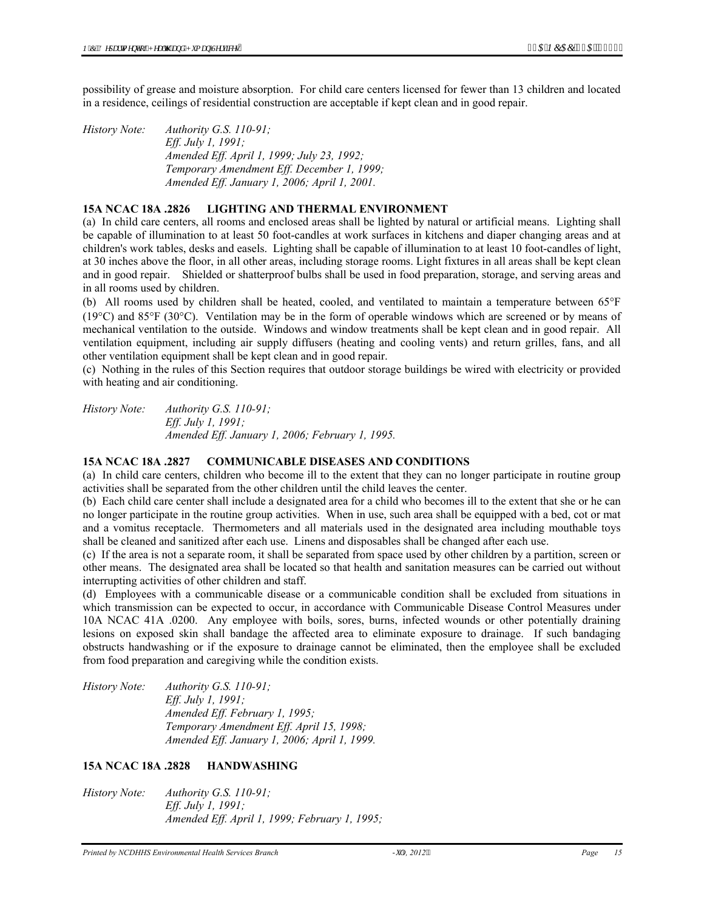possibility of grease and moisture absorption. For child care centers licensed for fewer than 13 children and located in a residence, ceilings of residential construction are acceptable if kept clean and in good repair.

*History Note: Authority G.S. 110-91;*
*Eff. July 1, 1991;*
*Amended Eff. April 1, 1999; July 23, 1992;*
*Temporary Amendment Eff. December 1, 1999;*
*Amended Eff. January 1, 2006; April 1, 2001.*

**15A NCAC 18A .2826 LIGHTING AND THERMAL ENVIRONMENT**

(a) In child care centers, all rooms and enclosed areas shall be lighted by natural or artificial means. Lighting shall be capable of illumination to at least 50 foot-candles at work surfaces in kitchens and diaper changing areas and at children's work tables, desks and easels. Lighting shall be capable of illumination to at least 10 foot-candles of light, at 30 inches above the floor, in all other areas, including storage rooms. Light fixtures in all areas shall be kept clean and in good repair. Shielded or shatterproof bulbs shall be used in food preparation, storage, and serving areas and in all rooms used by children.

(b) All rooms used by children shall be heated, cooled, and ventilated to maintain a temperature between 65°F (19°C) and 85°F (30°C). Ventilation may be in the form of operable windows which are screened or by means of mechanical ventilation to the outside. Windows and window treatments shall be kept clean and in good repair. All ventilation equipment, including air supply diffusers (heating and cooling vents) and return grilles, fans, and all other ventilation equipment shall be kept clean and in good repair.

(c) Nothing in the rules of this Section requires that outdoor storage buildings be wired with electricity or provided with heating and air conditioning.

*History Note: Authority G.S. 110-91;*
*Eff. July 1, 1991;*
*Amended Eff. January 1, 2006; February 1, 1995.*

**15A NCAC 18A .2827 COMMUNICABLE DISEASES AND CONDITIONS**

(a) In child care centers, children who become ill to the extent that they can no longer participate in routine group activities shall be separated from the other children until the child leaves the center.

(b) Each child care center shall include a designated area for a child who becomes ill to the extent that she or he can no longer participate in the routine group activities. When in use, such area shall be equipped with a bed, cot or mat and a vomitus receptacle. Thermometers and all materials used in the designated area including mouthable toys shall be cleaned and sanitized after each use. Linens and disposables shall be changed after each use.

(c) If the area is not a separate room, it shall be separated from space used by other children by a partition, screen or other means. The designated area shall be located so that health and sanitation measures can be carried out without interrupting activities of other children and staff.

(d) Employees with a communicable disease or a communicable condition shall be excluded from situations in which transmission can be expected to occur, in accordance with Communicable Disease Control Measures under 10A NCAC 41A .0200. Any employee with boils, sores, burns, infected wounds or other potentially draining lesions on exposed skin shall bandage the affected area to eliminate exposure to drainage. If such bandaging obstructs handwashing or if the exposure to drainage cannot be eliminated, then the employee shall be excluded from food preparation and caregiving while the condition exists.

*History Note: Authority G.S. 110-91;*
*Eff. July 1, 1991;*
*Amended Eff. February 1, 1995;*
*Temporary Amendment Eff. April 15, 1998;*
*Amended Eff. January 1, 2006; April 1, 1999.*

**15A NCAC 18A .2828 HANDWASHING**

*History Note: Authority G.S. 110-91;*
*Eff. July 1, 1991;*
*Amended Eff. April 1, 1999; February 1, 1995;*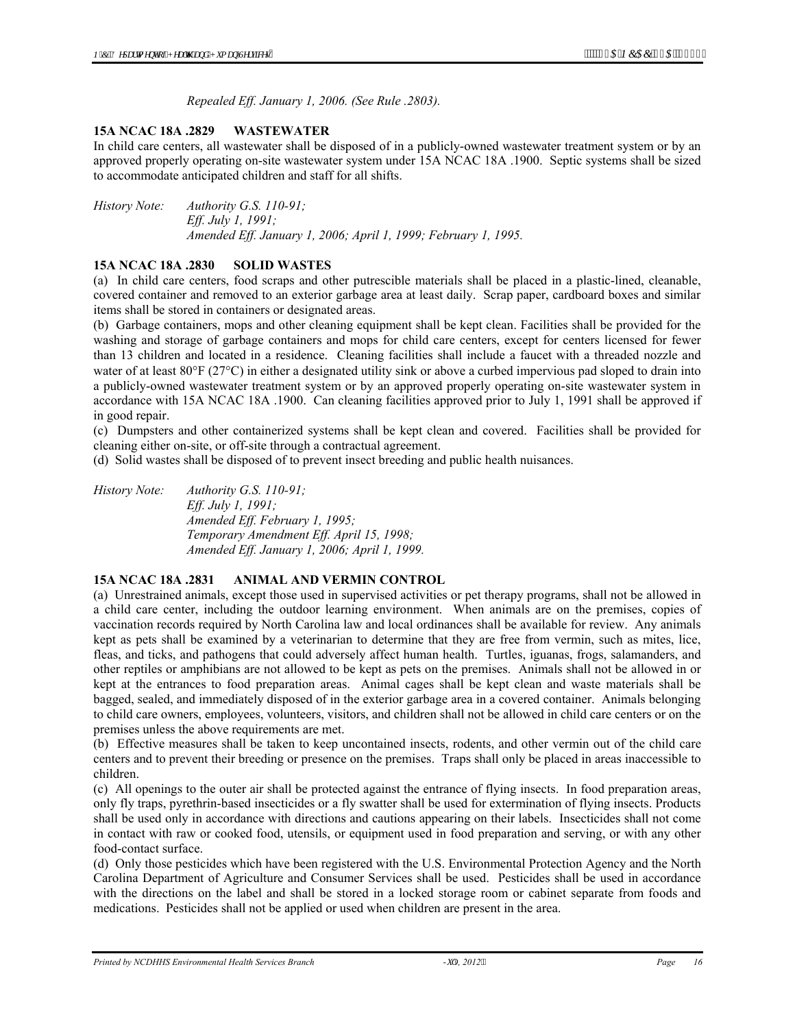*Repealed Eff. January 1, 2006. (See Rule .2803).*

**15A NCAC 18A .2829 WASTEWATER**

In child care centers, all wastewater shall be disposed of in a publicly-owned wastewater treatment system or by an approved properly operating on-site wastewater system under 15A NCAC 18A .1900. Septic systems shall be sized to accommodate anticipated children and staff for all shifts.

*History Note: Authority G.S. 110-91;*
*Eff. July 1, 1991;*
*Amended Eff. January 1, 2006; April 1, 1999; February 1, 1995.*

**15A NCAC 18A .2830 SOLID WASTES**

(a) In child care centers, food scraps and other putrescible materials shall be placed in a plastic-lined, cleanable, covered container and removed to an exterior garbage area at least daily. Scrap paper, cardboard boxes and similar items shall be stored in containers or designated areas.

(b) Garbage containers, mops and other cleaning equipment shall be kept clean. Facilities shall be provided for the washing and storage of garbage containers and mops for child care centers, except for centers licensed for fewer than 13 children and located in a residence. Cleaning facilities shall include a faucet with a threaded nozzle and water of at least 80°F (27°C) in either a designated utility sink or above a curbed impervious pad sloped to drain into a publicly-owned wastewater treatment system or by an approved properly operating on-site wastewater system in accordance with 15A NCAC 18A .1900. Can cleaning facilities approved prior to July 1, 1991 shall be approved if in good repair.

(c) Dumpsters and other containerized systems shall be kept clean and covered. Facilities shall be provided for cleaning either on-site, or off-site through a contractual agreement.

(d) Solid wastes shall be disposed of to prevent insect breeding and public health nuisances.

*History Note: Authority G.S. 110-91;*
*Eff. July 1, 1991;*
*Amended Eff. February 1, 1995;*
*Temporary Amendment Eff. April 15, 1998;*
*Amended Eff. January 1, 2006; April 1, 1999.*

**15A NCAC 18A .2831 ANIMAL AND VERMIN CONTROL**

(a) Unrestrained animals, except those used in supervised activities or pet therapy programs, shall not be allowed in a child care center, including the outdoor learning environment. When animals are on the premises, copies of vaccination records required by North Carolina law and local ordinances shall be available for review. Any animals kept as pets shall be examined by a veterinarian to determine that they are free from vermin, such as mites, lice, fleas, and ticks, and pathogens that could adversely affect human health. Turtles, iguanas, frogs, salamanders, and other reptiles or amphibians are not allowed to be kept as pets on the premises. Animals shall not be allowed in or kept at the entrances to food preparation areas. Animal cages shall be kept clean and waste materials shall be bagged, sealed, and immediately disposed of in the exterior garbage area in a covered container. Animals belonging to child care owners, employees, volunteers, visitors, and children shall not be allowed in child care centers or on the premises unless the above requirements are met.

(b) Effective measures shall be taken to keep uncontained insects, rodents, and other vermin out of the child care centers and to prevent their breeding or presence on the premises. Traps shall only be placed in areas inaccessible to children.

(c) All openings to the outer air shall be protected against the entrance of flying insects. In food preparation areas, only fly traps, pyrethrin-based insecticides or a fly swatter shall be used for extermination of flying insects. Products shall be used only in accordance with directions and cautions appearing on their labels. Insecticides shall not come in contact with raw or cooked food, utensils, or equipment used in food preparation and serving, or with any other food-contact surface.

(d) Only those pesticides which have been registered with the U.S. Environmental Protection Agency and the North Carolina Department of Agriculture and Consumer Services shall be used. Pesticides shall be used in accordance with the directions on the label and shall be stored in a locked storage room or cabinet separate from foods and medications. Pesticides shall not be applied or used when children are present in the area.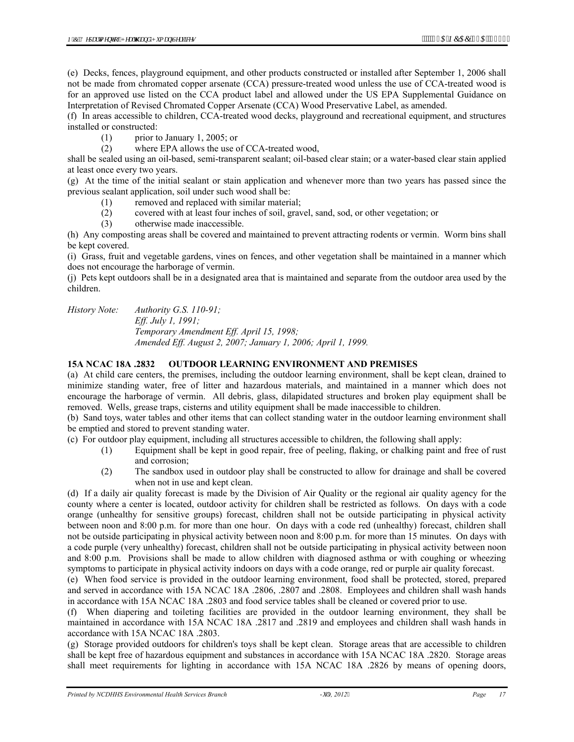(e) Decks, fences, playground equipment, and other products constructed or installed after September 1, 2006 shall not be made from chromated copper arsenate (CCA) pressure-treated wood unless the use of CCA-treated wood is for an approved use listed on the CCA product label and allowed under the US EPA Supplemental Guidance on Interpretation of Revised Chromated Copper Arsenate (CCA) Wood Preservative Label, as amended.

(f) In areas accessible to children, CCA-treated wood decks, playground and recreational equipment, and structures installed or constructed:

(1) prior to January 1, 2005; or

(2) where EPA allows the use of CCA-treated wood,

shall be sealed using an oil-based, semi-transparent sealant; oil-based clear stain; or a water-based clear stain applied at least once every two years.

(g) At the time of the initial sealant or stain application and whenever more than two years has passed since the previous sealant application, soil under such wood shall be:

(1) removed and replaced with similar material;

(2) covered with at least four inches of soil, gravel, sand, sod, or other vegetation; or

(3) otherwise made inaccessible.

(h) Any composting areas shall be covered and maintained to prevent attracting rodents or vermin. Worm bins shall be kept covered.

(i) Grass, fruit and vegetable gardens, vines on fences, and other vegetation shall be maintained in a manner which does not encourage the harborage of vermin.

(j) Pets kept outdoors shall be in a designated area that is maintained and separate from the outdoor area used by the children.

*History Note: Authority G.S. 110-91;*
*Eff. July 1, 1991;*
*Temporary Amendment Eff. April 15, 1998;*
*Amended Eff. August 2, 2007; January 1, 2006; April 1, 1999.*

**15A NCAC 18A .2832 OUTDOOR LEARNING ENVIRONMENT AND PREMISES**

(a) At child care centers, the premises, including the outdoor learning environment, shall be kept clean, drained to minimize standing water, free of litter and hazardous materials, and maintained in a manner which does not encourage the harborage of vermin. All debris, glass, dilapidated structures and broken play equipment shall be removed. Wells, grease traps, cisterns and utility equipment shall be made inaccessible to children.

(b) Sand toys, water tables and other items that can collect standing water in the outdoor learning environment shall be emptied and stored to prevent standing water.

(c) For outdoor play equipment, including all structures accessible to children, the following shall apply:

(1) Equipment shall be kept in good repair, free of peeling, flaking, or chalking paint and free of rust and corrosion;

(2) The sandbox used in outdoor play shall be constructed to allow for drainage and shall be covered when not in use and kept clean.

(d) If a daily air quality forecast is made by the Division of Air Quality or the regional air quality agency for the county where a center is located, outdoor activity for children shall be restricted as follows. On days with a code orange (unhealthy for sensitive groups) forecast, children shall not be outside participating in physical activity between noon and 8:00 p.m. for more than one hour. On days with a code red (unhealthy) forecast, children shall not be outside participating in physical activity between noon and 8:00 p.m. for more than 15 minutes. On days with a code purple (very unhealthy) forecast, children shall not be outside participating in physical activity between noon and 8:00 p.m. Provisions shall be made to allow children with diagnosed asthma or with coughing or wheezing symptoms to participate in physical activity indoors on days with a code orange, red or purple air quality forecast.

(e) When food service is provided in the outdoor learning environment, food shall be protected, stored, prepared and served in accordance with 15A NCAC 18A .2806, .2807 and .2808. Employees and children shall wash hands in accordance with 15A NCAC 18A .2803 and food service tables shall be cleaned or covered prior to use.

(f) When diapering and toileting facilities are provided in the outdoor learning environment, they shall be maintained in accordance with 15A NCAC 18A .2817 and .2819 and employees and children shall wash hands in accordance with 15A NCAC 18A .2803.

(g) Storage provided outdoors for children's toys shall be kept clean. Storage areas that are accessible to children shall be kept free of hazardous equipment and substances in accordance with 15A NCAC 18A .2820. Storage areas shall meet requirements for lighting in accordance with 15A NCAC 18A .2826 by means of opening doors,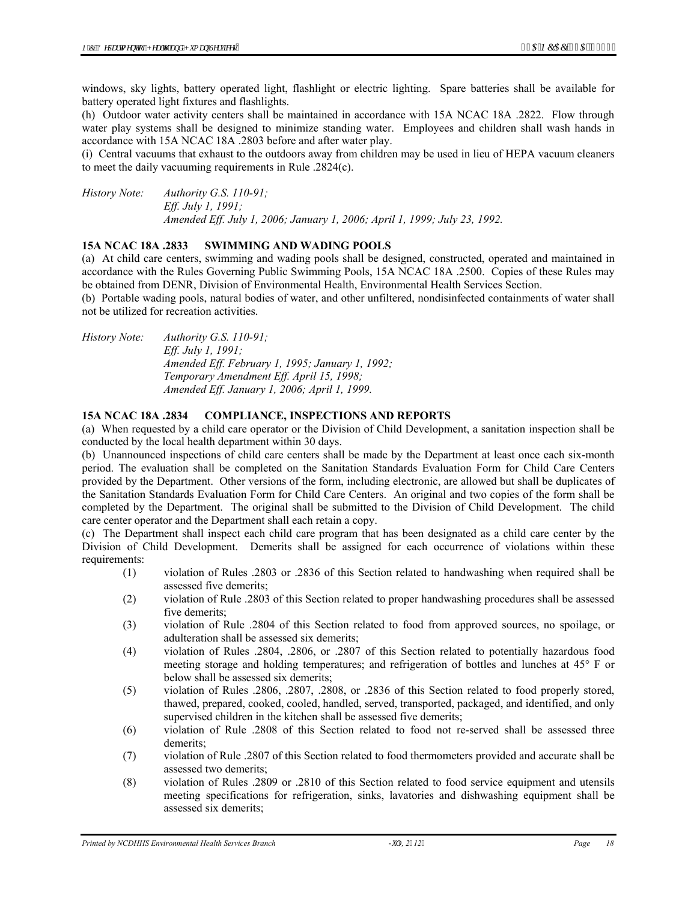windows, sky lights, battery operated light, flashlight or electric lighting. Spare batteries shall be available for battery operated light fixtures and flashlights.

(h) Outdoor water activity centers shall be maintained in accordance with 15A NCAC 18A .2822. Flow through water play systems shall be designed to minimize standing water. Employees and children shall wash hands in accordance with 15A NCAC 18A .2803 before and after water play.

(i) Central vacuums that exhaust to the outdoors away from children may be used in lieu of HEPA vacuum cleaners to meet the daily vacuuming requirements in Rule .2824(c).

*History Note: Authority G.S. 110-91;*
*Eff. July 1, 1991;*
*Amended Eff. July 1, 2006; January 1, 2006; April 1, 1999; July 23, 1992.*

**15A NCAC 18A .2833 SWIMMING AND WADING POOLS**

(a) At child care centers, swimming and wading pools shall be designed, constructed, operated and maintained in accordance with the Rules Governing Public Swimming Pools, 15A NCAC 18A .2500. Copies of these Rules may be obtained from DENR, Division of Environmental Health, Environmental Health Services Section.

(b) Portable wading pools, natural bodies of water, and other unfiltered, nondisinfected containments of water shall not be utilized for recreation activities.

*History Note: Authority G.S. 110-91;*
*Eff. July 1, 1991;*
*Amended Eff. February 1, 1995; January 1, 1992;*
*Temporary Amendment Eff. April 15, 1998;*
*Amended Eff. January 1, 2006; April 1, 1999.*

**15A NCAC 18A .2834 COMPLIANCE, INSPECTIONS AND REPORTS**

(a) When requested by a child care operator or the Division of Child Development, a sanitation inspection shall be conducted by the local health department within 30 days.

(b) Unannounced inspections of child care centers shall be made by the Department at least once each six-month period. The evaluation shall be completed on the Sanitation Standards Evaluation Form for Child Care Centers provided by the Department. Other versions of the form, including electronic, are allowed but shall be duplicates of the Sanitation Standards Evaluation Form for Child Care Centers. An original and two copies of the form shall be completed by the Department. The original shall be submitted to the Division of Child Development. The child care center operator and the Department shall each retain a copy.

(c) The Department shall inspect each child care program that has been designated as a child care center by the Division of Child Development. Demerits shall be assigned for each occurrence of violations within these requirements:

(1) violation of Rules .2803 or .2836 of this Section related to handwashing when required shall be assessed five demerits;

(2) violation of Rule .2803 of this Section related to proper handwashing procedures shall be assessed five demerits;

(3) violation of Rule .2804 of this Section related to food from approved sources, no spoilage, or adulteration shall be assessed six demerits;

(4) violation of Rules .2804, .2806, or .2807 of this Section related to potentially hazardous food meeting storage and holding temperatures; and refrigeration of bottles and lunches at 45° F or below shall be assessed six demerits;

(5) violation of Rules .2806, .2807, .2808, or .2836 of this Section related to food properly stored, thawed, prepared, cooked, cooled, handled, served, transported, packaged, and identified, and only supervised children in the kitchen shall be assessed five demerits;

(6) violation of Rule .2808 of this Section related to food not re-served shall be assessed three demerits;

(7) violation of Rule .2807 of this Section related to food thermometers provided and accurate shall be assessed two demerits;

(8) violation of Rules .2809 or .2810 of this Section related to food service equipment and utensils meeting specifications for refrigeration, sinks, lavatories and dishwashing equipment shall be assessed six demerits;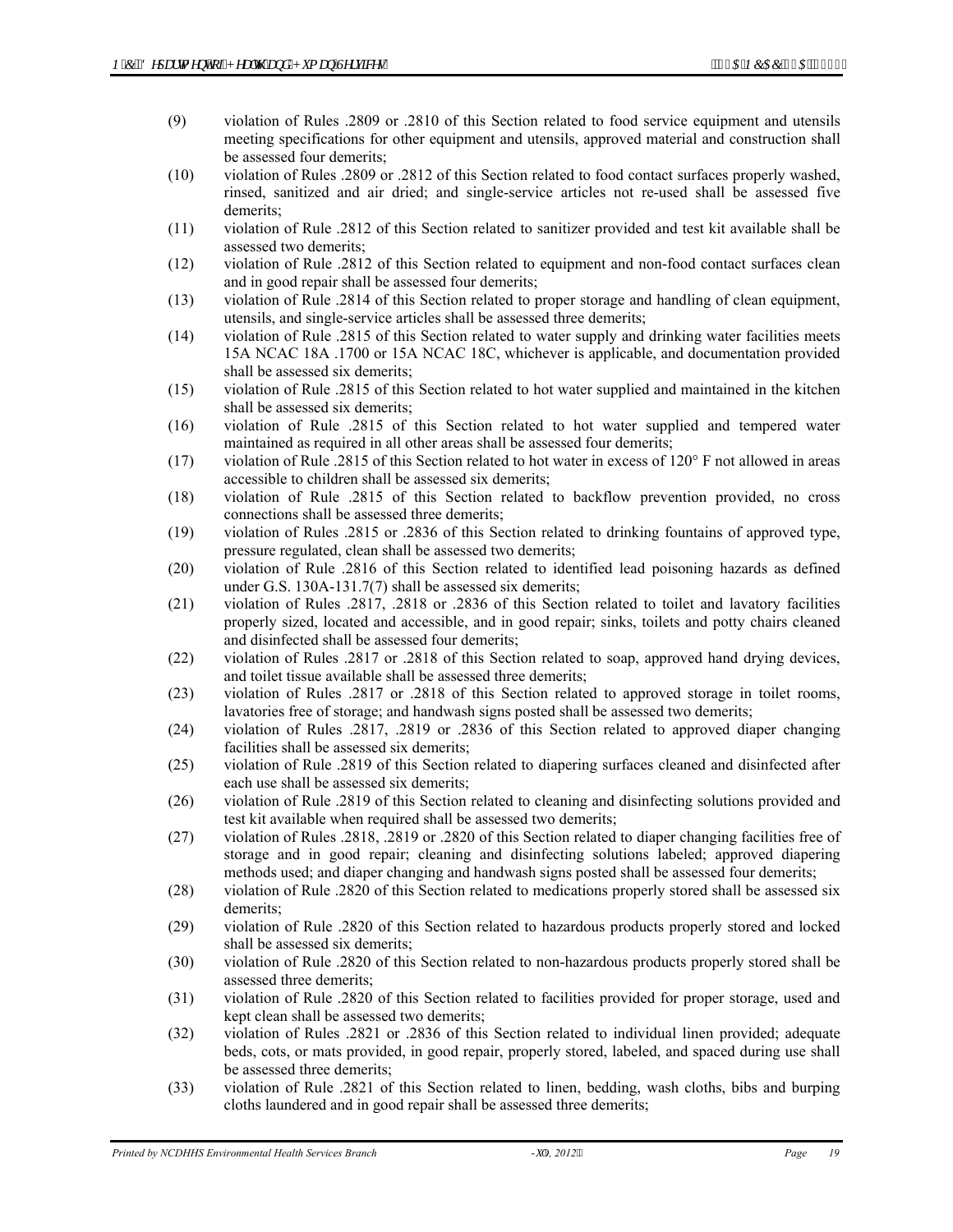(9) violation of Rules .2809 or .2810 of this Section related to food service equipment and utensils meeting specifications for other equipment and utensils, approved material and construction shall be assessed four demerits;

(10) violation of Rules .2809 or .2812 of this Section related to food contact surfaces properly washed, rinsed, sanitized and air dried; and single-service articles not re-used shall be assessed five demerits;

(11) violation of Rule .2812 of this Section related to sanitizer provided and test kit available shall be assessed two demerits;

(12) violation of Rule .2812 of this Section related to equipment and non-food contact surfaces clean and in good repair shall be assessed four demerits;

(13) violation of Rule .2814 of this Section related to proper storage and handling of clean equipment, utensils, and single-service articles shall be assessed three demerits;

(14) violation of Rule .2815 of this Section related to water supply and drinking water facilities meets 15A NCAC 18A .1700 or 15A NCAC 18C, whichever is applicable, and documentation provided shall be assessed six demerits;

(15) violation of Rule .2815 of this Section related to hot water supplied and maintained in the kitchen shall be assessed six demerits;

(16) violation of Rule .2815 of this Section related to hot water supplied and tempered water maintained as required in all other areas shall be assessed four demerits;

(17) violation of Rule .2815 of this Section related to hot water in excess of 120° F not allowed in areas accessible to children shall be assessed six demerits;

(18) violation of Rule .2815 of this Section related to backflow prevention provided, no cross connections shall be assessed three demerits;

(19) violation of Rules .2815 or .2836 of this Section related to drinking fountains of approved type, pressure regulated, clean shall be assessed two demerits;

(20) violation of Rule .2816 of this Section related to identified lead poisoning hazards as defined under G.S. 130A-131.7(7) shall be assessed six demerits;

(21) violation of Rules .2817, .2818 or .2836 of this Section related to toilet and lavatory facilities properly sized, located and accessible, and in good repair; sinks, toilets and potty chairs cleaned and disinfected shall be assessed four demerits;

(22) violation of Rules .2817 or .2818 of this Section related to soap, approved hand drying devices, and toilet tissue available shall be assessed three demerits;

(23) violation of Rules .2817 or .2818 of this Section related to approved storage in toilet rooms, lavatories free of storage; and handwash signs posted shall be assessed two demerits;

(24) violation of Rules .2817, .2819 or .2836 of this Section related to approved diaper changing facilities shall be assessed six demerits;

(25) violation of Rule .2819 of this Section related to diapering surfaces cleaned and disinfected after each use shall be assessed six demerits;

(26) violation of Rule .2819 of this Section related to cleaning and disinfecting solutions provided and test kit available when required shall be assessed two demerits;

(27) violation of Rules .2818, .2819 or .2820 of this Section related to diaper changing facilities free of storage and in good repair; cleaning and disinfecting solutions labeled; approved diapering methods used; and diaper changing and handwash signs posted shall be assessed four demerits;

(28) violation of Rule .2820 of this Section related to medications properly stored shall be assessed six demerits;

(29) violation of Rule .2820 of this Section related to hazardous products properly stored and locked shall be assessed six demerits;

(30) violation of Rule .2820 of this Section related to non-hazardous products properly stored shall be assessed three demerits;

(31) violation of Rule .2820 of this Section related to facilities provided for proper storage, used and kept clean shall be assessed two demerits;

(32) violation of Rules .2821 or .2836 of this Section related to individual linen provided; adequate beds, cots, or mats provided, in good repair, properly stored, labeled, and spaced during use shall be assessed three demerits;

(33) violation of Rule .2821 of this Section related to linen, bedding, wash cloths, bibs and burping cloths laundered and in good repair shall be assessed three demerits;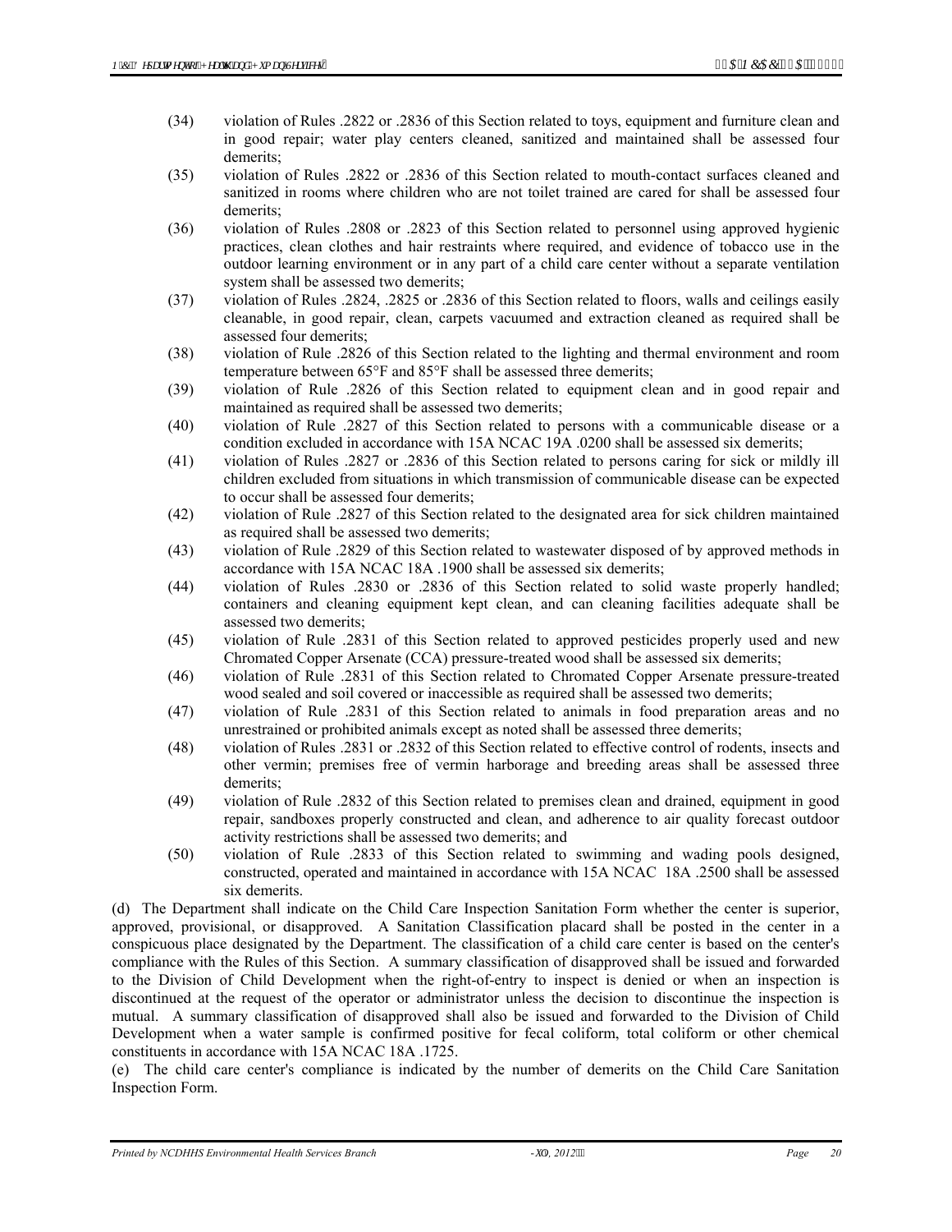(34) violation of Rules .2822 or .2836 of this Section related to toys, equipment and furniture clean and in good repair; water play centers cleaned, sanitized and maintained shall be assessed four demerits;

(35) violation of Rules .2822 or .2836 of this Section related to mouth-contact surfaces cleaned and sanitized in rooms where children who are not toilet trained are cared for shall be assessed four demerits;

(36) violation of Rules .2808 or .2823 of this Section related to personnel using approved hygienic practices, clean clothes and hair restraints where required, and evidence of tobacco use in the outdoor learning environment or in any part of a child care center without a separate ventilation system shall be assessed two demerits;

(37) violation of Rules .2824, .2825 or .2836 of this Section related to floors, walls and ceilings easily cleanable, in good repair, clean, carpets vacuumed and extraction cleaned as required shall be assessed four demerits;

(38) violation of Rule .2826 of this Section related to the lighting and thermal environment and room temperature between 65°F and 85°F shall be assessed three demerits;

(39) violation of Rule .2826 of this Section related to equipment clean and in good repair and maintained as required shall be assessed two demerits;

(40) violation of Rule .2827 of this Section related to persons with a communicable disease or a condition excluded in accordance with 15A NCAC 19A .0200 shall be assessed six demerits;

(41) violation of Rules .2827 or .2836 of this Section related to persons caring for sick or mildly ill children excluded from situations in which transmission of communicable disease can be expected to occur shall be assessed four demerits;

(42) violation of Rule .2827 of this Section related to the designated area for sick children maintained as required shall be assessed two demerits;

(43) violation of Rule .2829 of this Section related to wastewater disposed of by approved methods in accordance with 15A NCAC 18A .1900 shall be assessed six demerits;

(44) violation of Rules .2830 or .2836 of this Section related to solid waste properly handled; containers and cleaning equipment kept clean, and can cleaning facilities adequate shall be assessed two demerits;

(45) violation of Rule .2831 of this Section related to approved pesticides properly used and new Chromated Copper Arsenate (CCA) pressure-treated wood shall be assessed six demerits;

(46) violation of Rule .2831 of this Section related to Chromated Copper Arsenate pressure-treated wood sealed and soil covered or inaccessible as required shall be assessed two demerits;

(47) violation of Rule .2831 of this Section related to animals in food preparation areas and no unrestrained or prohibited animals except as noted shall be assessed three demerits;

(48) violation of Rules .2831 or .2832 of this Section related to effective control of rodents, insects and other vermin; premises free of vermin harborage and breeding areas shall be assessed three demerits;

(49) violation of Rule .2832 of this Section related to premises clean and drained, equipment in good repair, sandboxes properly constructed and clean, and adherence to air quality forecast outdoor activity restrictions shall be assessed two demerits; and

(50) violation of Rule .2833 of this Section related to swimming and wading pools designed, constructed, operated and maintained in accordance with 15A NCAC 18A .2500 shall be assessed six demerits.

(d) The Department shall indicate on the Child Care Inspection Sanitation Form whether the center is superior, approved, provisional, or disapproved. A Sanitation Classification placard shall be posted in the center in a conspicuous place designated by the Department. The classification of a child care center is based on the center's compliance with the Rules of this Section. A summary classification of disapproved shall be issued and forwarded to the Division of Child Development when the right-of-entry to inspect is denied or when an inspection is discontinued at the request of the operator or administrator unless the decision to discontinue the inspection is mutual. A summary classification of disapproved shall also be issued and forwarded to the Division of Child Development when a water sample is confirmed positive for fecal coliform, total coliform or other chemical constituents in accordance with 15A NCAC 18A .1725.

(e) The child care center's compliance is indicated by the number of demerits on the Child Care Sanitation Inspection Form.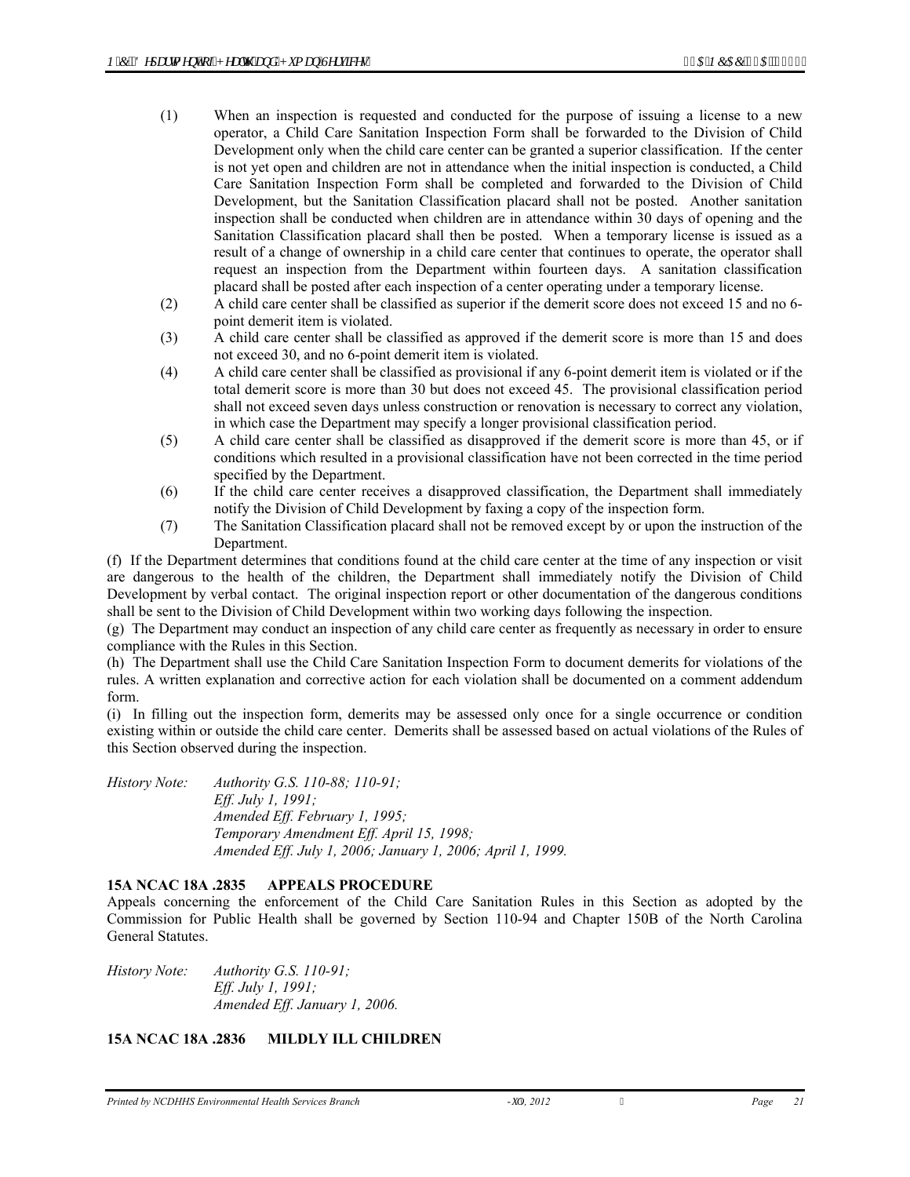(1) When an inspection is requested and conducted for the purpose of issuing a license to a new operator, a Child Care Sanitation Inspection Form shall be forwarded to the Division of Child Development only when the child care center can be granted a superior classification. If the center is not yet open and children are not in attendance when the initial inspection is conducted, a Child Care Sanitation Inspection Form shall be completed and forwarded to the Division of Child Development, but the Sanitation Classification placard shall not be posted. Another sanitation inspection shall be conducted when children are in attendance within 30 days of opening and the Sanitation Classification placard shall then be posted. When a temporary license is issued as a result of a change of ownership in a child care center that continues to operate, the operator shall request an inspection from the Department within fourteen days. A sanitation classification placard shall be posted after each inspection of a center operating under a temporary license.

(2) A child care center shall be classified as superior if the demerit score does not exceed 15 and no 6-point demerit item is violated.

(3) A child care center shall be classified as approved if the demerit score is more than 15 and does not exceed 30, and no 6-point demerit item is violated.

(4) A child care center shall be classified as provisional if any 6-point demerit item is violated or if the total demerit score is more than 30 but does not exceed 45. The provisional classification period shall not exceed seven days unless construction or renovation is necessary to correct any violation, in which case the Department may specify a longer provisional classification period.

(5) A child care center shall be classified as disapproved if the demerit score is more than 45, or if conditions which resulted in a provisional classification have not been corrected in the time period specified by the Department.

(6) If the child care center receives a disapproved classification, the Department shall immediately notify the Division of Child Development by faxing a copy of the inspection form.

(7) The Sanitation Classification placard shall not be removed except by or upon the instruction of the Department.

(f) If the Department determines that conditions found at the child care center at the time of any inspection or visit are dangerous to the health of the children, the Department shall immediately notify the Division of Child Development by verbal contact. The original inspection report or other documentation of the dangerous conditions shall be sent to the Division of Child Development within two working days following the inspection.

(g) The Department may conduct an inspection of any child care center as frequently as necessary in order to ensure compliance with the Rules in this Section.

(h) The Department shall use the Child Care Sanitation Inspection Form to document demerits for violations of the rules. A written explanation and corrective action for each violation shall be documented on a comment addendum form.

(i) In filling out the inspection form, demerits may be assessed only once for a single occurrence or condition existing within or outside the child care center. Demerits shall be assessed based on actual violations of the Rules of this Section observed during the inspection.

*History Note: Authority G.S. 110-88; 110-91;*
*Eff. July 1, 1991;*
*Amended Eff. February 1, 1995;*
*Temporary Amendment Eff. April 15, 1998;*
*Amended Eff. July 1, 2006; January 1, 2006; April 1, 1999.*

**15A NCAC 18A .2835 APPEALS PROCEDURE**

Appeals concerning the enforcement of the Child Care Sanitation Rules in this Section as adopted by the Commission for Public Health shall be governed by Section 110-94 and Chapter 150B of the North Carolina General Statutes.

*History Note: Authority G.S. 110-91;*
*Eff. July 1, 1991;*
*Amended Eff. January 1, 2006.*

**15A NCAC 18A .2836 MILDLY ILL CHILDREN**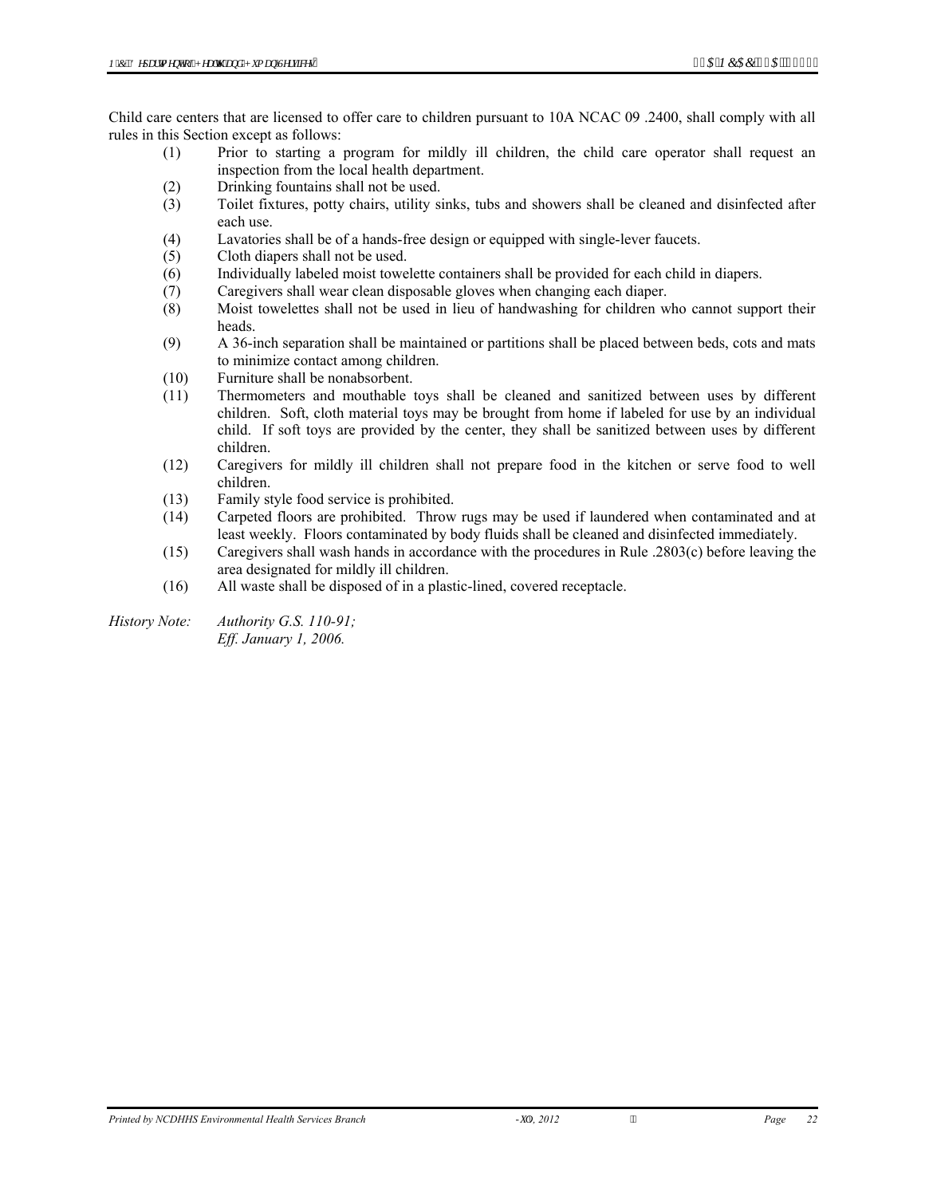Child care centers that are licensed to offer care to children pursuant to 10A NCAC 09 .2400, shall comply with all rules in this Section except as follows:

(1) Prior to starting a program for mildly ill children, the child care operator shall request an inspection from the local health department.
(2) Drinking fountains shall not be used.
(3) Toilet fixtures, potty chairs, utility sinks, tubs and showers shall be cleaned and disinfected after each use.
(4) Lavatories shall be of a hands-free design or equipped with single-lever faucets.
(5) Cloth diapers shall not be used.
(6) Individually labeled moist towelette containers shall be provided for each child in diapers.
(7) Caregivers shall wear clean disposable gloves when changing each diaper.
(8) Moist towelettes shall not be used in lieu of handwashing for children who cannot support their heads.
(9) A 36-inch separation shall be maintained or partitions shall be placed between beds, cots and mats to minimize contact among children.
(10) Furniture shall be nonabsorbent.
(11) Thermometers and mouthable toys shall be cleaned and sanitized between uses by different children. Soft, cloth material toys may be brought from home if labeled for use by an individual child. If soft toys are provided by the center, they shall be sanitized between uses by different children.
(12) Caregivers for mildly ill children shall not prepare food in the kitchen or serve food to well children.
(13) Family style food service is prohibited.
(14) Carpeted floors are prohibited. Throw rugs may be used if laundered when contaminated and at least weekly. Floors contaminated by body fluids shall be cleaned and disinfected immediately.
(15) Caregivers shall wash hands in accordance with the procedures in Rule .2803(c) before leaving the area designated for mildly ill children.
(16) All waste shall be disposed of in a plastic-lined, covered receptacle.

*History Note: Authority G.S. 110-91;*
*Eff. January 1, 2006.*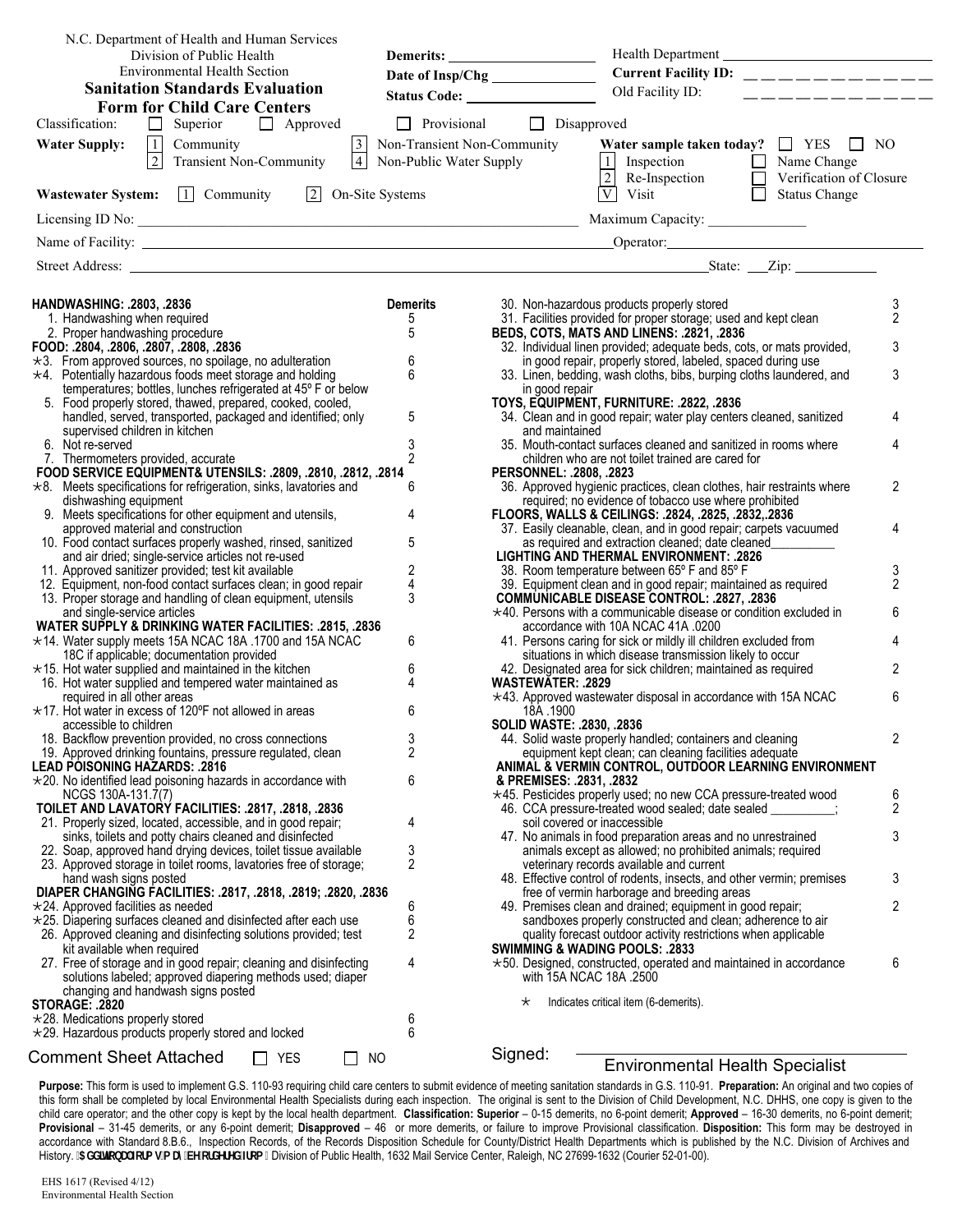N.C. Department of Health and Human Services
Division of Public Health
Environmental Health Section

## Sanitation Standards Evaluation Form for Child Care Centers

**Demerits:** ____________________

**Date of Insp/Chg** ______________

**Status Code:** _________________

Health Department ____________________________

**Current Facility ID:** _ _ _ _ _ _ _ _ _ _ _ _

Old Facility ID: _ _ _ _ _ _ _ _ _ _ _ _

Classification: ☐ Superior ☐ Approved ☐ Provisional ☐ Disapproved

**Water Supply:** [1] Community [2] Transient Non-Community [3] Non-Transient Non-Community [4] Non-Public Water Supply

**Water sample taken today?** ☐ YES ☐ NO

[1] Inspection ☐ Name Change
[2] Re-Inspection ☐ Verification of Closure
[V] Visit ☐ Status Change

**Wastewater System:** [1] Community [2] On-Site Systems

Licensing ID No: ______________________________ Maximum Capacity: ______________

Name of Facility: ______________________________ Operator: ______________________________

Street Address: ______________________________ State: ___ Zip: ___________

| Item | Demerits |
|---|---|
| **HANDWASHING: .2803, .2836** | |
| 1. Handwashing when required | 5 |
| 2. Proper handwashing procedure | 5 |
| **FOOD: .2804, .2806, .2807, .2808, .2836** | |
| ⋆3. From approved sources, no spoilage, no adulteration | 6 |
| ⋆4. Potentially hazardous foods meet storage and holding temperatures; bottles, lunches refrigerated at 45º F or below | 6 |
| 5. Food properly stored, thawed, prepared, cooked, cooled, handled, served, transported, packaged and identified; only supervised children in kitchen | 5 |
| 6. Not re-served | 3 |
| 7. Thermometers provided, accurate | 2 |
| **FOOD SERVICE EQUIPMENT& UTENSILS: .2809, .2810, .2812, .2814** | |
| ⋆8. Meets specifications for refrigeration, sinks, lavatories and dishwashing equipment | 6 |
| 9. Meets specifications for other equipment and utensils, approved material and construction | 4 |
| 10. Food contact surfaces properly washed, rinsed, sanitized and air dried; single-service articles not re-used | 5 |
| 11. Approved sanitizer provided; test kit available | 2 |
| 12. Equipment, non-food contact surfaces clean; in good repair | 4 |
| 13. Proper storage and handling of clean equipment, utensils and single-service articles | 3 |
| **WATER SUPPLY & HANDWASHING WATER FACILITIES: .2815, .2836** | |
| ⋆14. Water supply meets 15A NCAC 18A .1700 and 15A NCAC 18C if applicable; documentation provided | 6 |
| ⋆15. Hot water supplied and maintained in the kitchen | 6 |
| 16. Hot water supplied and tempered water maintained as required in all other areas | 4 |
| ⋆17. Hot water in excess of 120ºF not allowed in areas accessible to children | 6 |
| 18. Backflow prevention provided, no cross connections | 3 |
| 19. Approved drinking fountains, pressure regulated, clean | 2 |
| **LEAD POISONING HAZARDS: .2816** | |
| ⋆20. No identified lead poisoning hazards in accordance with NCGS 130A-131.7(7) | 6 |
| **TOILET AND LAVATORY FACILITIES: .2817, .2818, .2836** | |
| 21. Properly sized, located, accessible, and in good repair; sinks, toilets and potty chairs cleaned and disinfected | 4 |
| 22. Soap, approved hand drying devices, toilet tissue available | 3 |
| 23. Approved storage in toilet rooms, lavatories free of storage; hand wash signs posted | 2 |
| **DIAPER CHANGING FACILITIES: .2817, .2818, .2819; .2820, .2836** | |
| ⋆24. Approved facilities as needed | 6 |
| ⋆25. Diapering surfaces cleaned and disinfected after each use | 6 |
| 26. Approved cleaning and disinfecting solutions provided; test kit available when required | 2 |
| 27. Free of storage and in good repair; cleaning and disinfecting solutions labeled; approved diapering methods used; diaper changing and handwash signs posted | 4 |
| **STORAGE: .2820** | |
| ⋆28. Medications properly stored | 6 |
| ⋆29. Hazardous products properly stored and locked | 6 |
| 30. Non-hazardous products properly stored | 3 |
| 31. Facilities provided for proper storage; used and kept clean | 2 |
| **BEDS, COTS, MATS AND LINENS: .2821, .2836** | |
| 32. Individual linen provided; adequate beds, cots, or mats provided, in good repair, properly stored, labeled, spaced during use | 3 |
| 33. Linen, bedding, wash cloths, bibs, burping cloths laundered, and in good repair | 3 |
| **TOYS, EQUIPMENT, FURNITURE: .2822, .2836** | |
| 34. Clean and in good repair; water play centers cleaned, sanitized and maintained | 4 |
| 35. Mouth-contact surfaces cleaned and sanitized in rooms where children who are not toilet trained are cared for | 4 |
| **PERSONNEL: .2808, .2823** | |
| 36. Approved hygienic practices, clean clothes, hair restraints where required; no evidence of tobacco use where prohibited | 2 |
| **FLOORS, WALLS & CEILINGS: .2824, .2825, .2832,.2836** | |
| 37. Easily cleanable, clean, and in good repair; carpets vacuumed as required and extraction cleaned; date cleaned__________ | 4 |
| **LIGHTING AND THERMAL ENVIRONMENT: .2826** | |
| 38. Room temperature between 65º F and 85º F | 3 |
| 39. Equipment clean and in good repair; maintained as required | 2 |
| **COMMUNICABLE DISEASE CONTROL: .2827, .2836** | |
| ⋆40. Persons with a communicable disease or condition excluded in accordance with 10A NCAC 41A .0200 | 6 |
| 41. Persons caring for sick or mildly ill children excluded from situations in which disease transmission likely to occur | 4 |
| 42. Designated area for sick children; maintained as required | 2 |
| **WASTEWATER: .2829** | |
| ⋆43. Approved wastewater disposal in accordance with 15A NCAC 18A .1900 | 6 |
| **SOLID WASTE: .2830, .2836** | |
| 44. Solid waste properly handled; containers and cleaning equipment kept clean; can cleaning facilities adequate | 2 |
| **ANIMAL & VERMIN CONTROL, OUTDOOR LEARNING ENVIRONMENT & PREMISES: .2831, .2832** | |
| ⋆45. Pesticides properly used; no new CCA pressure-treated wood | 6 |
| 46. CCA pressure-treated wood sealed; date sealed __________; soil covered or inaccessible | 2 |
| 47. No animals in food preparation areas and no unrestrained animals except as allowed; no prohibited animals; required veterinary records available and current | 3 |
| 48. Effective control of rodents, insects, and other vermin; premises free of vermin harborage and breeding areas | 3 |
| 49. Premises clean and drained; equipment in good repair; sandboxes properly constructed and clean; adherence to air quality forecast outdoor activity restrictions when applicable | 2 |
| **SWIMMING & WADING POOLS: .2833** | |
| ⋆50. Designed, constructed, operated and maintained in accordance with 15A NCAC 18A .2500 | 6 |

⋆ Indicates critical item (6-demerits).

Comment Sheet Attached ☐ YES ☐ NO

Signed: ______________________________
Environmental Health Specialist

**Purpose:** This form is used to implement G.S. 110-93 requiring child care centers to submit evidence of meeting sanitation standards in G.S. 110-91. **Preparation:** An original and two copies of this form shall be completed by local Environmental Health Specialists during each inspection. The original is sent to the Division of Child Development, N.C. DHHS, one copy is given to the child care operator; and the other copy is kept by the local health department. **Classification: Superior** – 0-15 demerits, no 6-point demerit; **Approved** – 16-30 demerits, no 6-point demerit; **Provisional** – 31-45 demerits, or any 6-point demerit; **Disapproved** – 46 or more demerits, or failure to improve Provisional classification. **Disposition:** This form may be destroyed in accordance with Standard 8.B.6., Inspection Records, of the Records Disposition Schedule for County/District Health Departments which is published by the N.C. Division of Archives and History. **Additional forms may be ordered from:** Division of Public Health, 1632 Mail Service Center, Raleigh, NC 27699-1632 (Courier 52-01-00).

EHS 1617 (Revised 4/12)
Environmental Health Section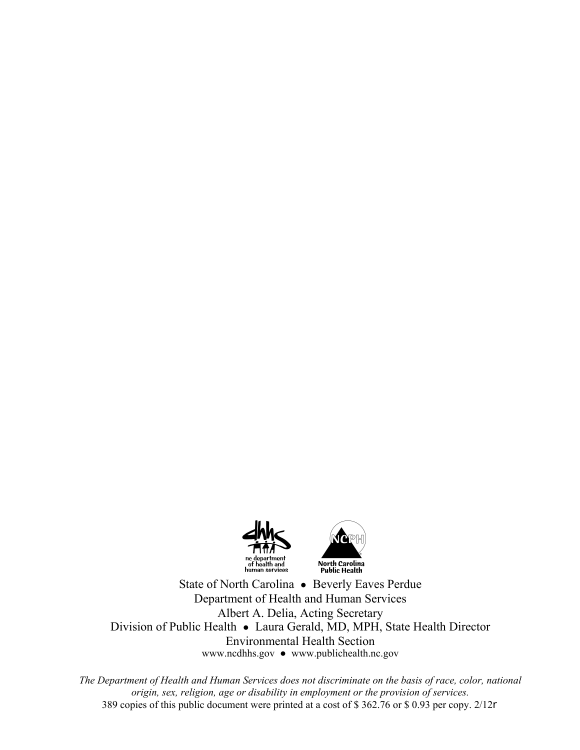nc department of health and human services

North Carolina Public Health

State of North Carolina • Beverly Eaves Perdue
Department of Health and Human Services
Albert A. Delia, Acting Secretary
Division of Public Health • Laura Gerald, MD, MPH, State Health Director
Environmental Health Section
www.ncdhhs.gov • www.publichealth.nc.gov

*The Department of Health and Human Services does not discriminate on the basis of race, color, national origin, sex, religion, age or disability in employment or the provision of services.*
389 copies of this public document were printed at a cost of $ 362.76 or $ 0.93 per copy. 2/12r